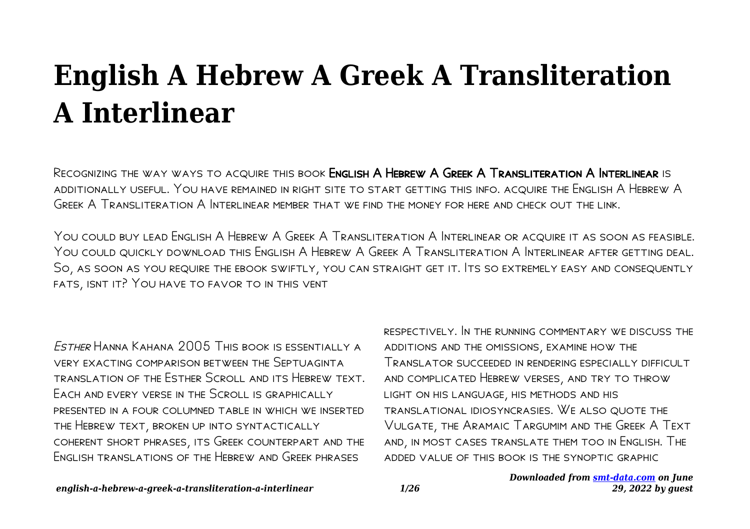# English A Hebrew A Greek A Transliteration A Interlinear

Recognizing the way ways to acquire this book **English A Hebrew A Greek A Transliteration A Interlinear** is additionally useful. You have remained in right site to start getting this info. acquire the English A Hebrew A Greek A Transliteration A Interlinear member that we find the money for here and check out the link.

You could buy lead English A Hebrew A Greek A Transliteration A Interlinear or acquire it as soon as feasible. You could quickly download this English A Hebrew A Greek A Transliteration A Interlinear after getting deal. So, as soon as you require the ebook swiftly, you can straight get it. Its so extremely easy and consequently fats, isnt it? You have to favor to in this vent

*Esther* Hanna Kahana 2005 This book is essentially a very exacting comparison between the Septuaginta translation of the Esther Scroll and its Hebrew text. Each and every verse in the Scroll is graphically presented in a four columned table in which we inserted the Hebrew text, broken up into syntactically coherent short phrases, its Greek counterpart and the English translations of the Hebrew and Greek phrases respectively. In the running commentary we discuss the additions and the omissions, examine how the Translator succeeded in rendering especially difficult and complicated Hebrew verses, and try to throw light on his language, his methods and his translational idiosyncrasies. We also quote the Vulgate, the Aramaic Targumim and the Greek A Text and, in most cases translate them too in English. The added value of this book is the synoptic graphic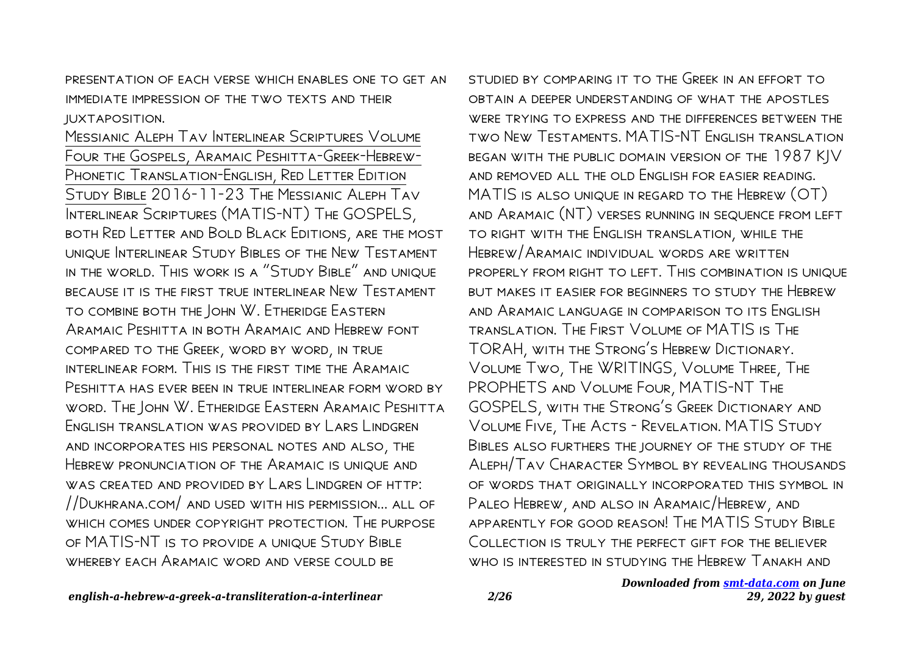presentation of each verse which enables one to get an immediate impression of the two texts and their juxtaposition.

Messianic Aleph Tav Interlinear Scriptures Volume Four the Gospels, Aramaic Peshitta-Greek-Hebrew-Phonetic Translation-English, Red Letter Edition Study Bible 2016-11-23 The Messianic Aleph Tav Interlinear Scriptures (MATIS-NT) The GOSPELS, both Red Letter and Bold Black Editions, are the most unique Interlinear Study Bibles of the New Testament in the world. This work is a "Study Bible" and unique because it is the first true interlinear New Testament to combine both the John W. Etheridge Eastern Aramaic Peshitta in both Aramaic and Hebrew font compared to the Greek, word by word, in true interlinear form. This is the first time the Aramaic Peshitta has ever been in true interlinear form word by word. The John W. Etheridge Eastern Aramaic Peshitta English translation was provided by Lars Lindgren and incorporates his personal notes and also, the Hebrew pronunciation of the Aramaic is unique and was created and provided by Lars Lindgren of http://Dukhrana.com/ and used with his permission... all of which comes under copyright protection. The purpose of MATIS-NT is to provide a unique Study Bible whereby each Aramaic word and verse could be studied by comparing it to the Greek in an effort to obtain a deeper understanding of what the apostles were trying to express and the differences between the two New Testaments. MATIS-NT English translation began with the public domain version of the 1987 KJV and removed all the old English for easier reading. MATIS is also unique in regard to the Hebrew (OT) and Aramaic (NT) verses running in sequence from left to right with the English translation, while the Hebrew/Aramaic individual words are written properly from right to left. This combination is unique but makes it easier for beginners to study the Hebrew and Aramaic language in comparison to its English translation. The First Volume of MATIS is The TORAH, with the Strong's Hebrew Dictionary. Volume Two, The WRITINGS, Volume Three, The PROPHETS and Volume Four, MATIS-NT The GOSPELS, with the Strong's Greek Dictionary and Volume Five, The Acts - Revelation. MATIS Study Bibles also furthers the journey of the study of the Aleph/Tav Character Symbol by revealing thousands of words that originally incorporated this symbol in Paleo Hebrew, and also in Aramaic/Hebrew, and apparently for good reason! The MATIS Study Bible Collection is truly the perfect gift for the believer who is interested in studying the Hebrew Tanakh and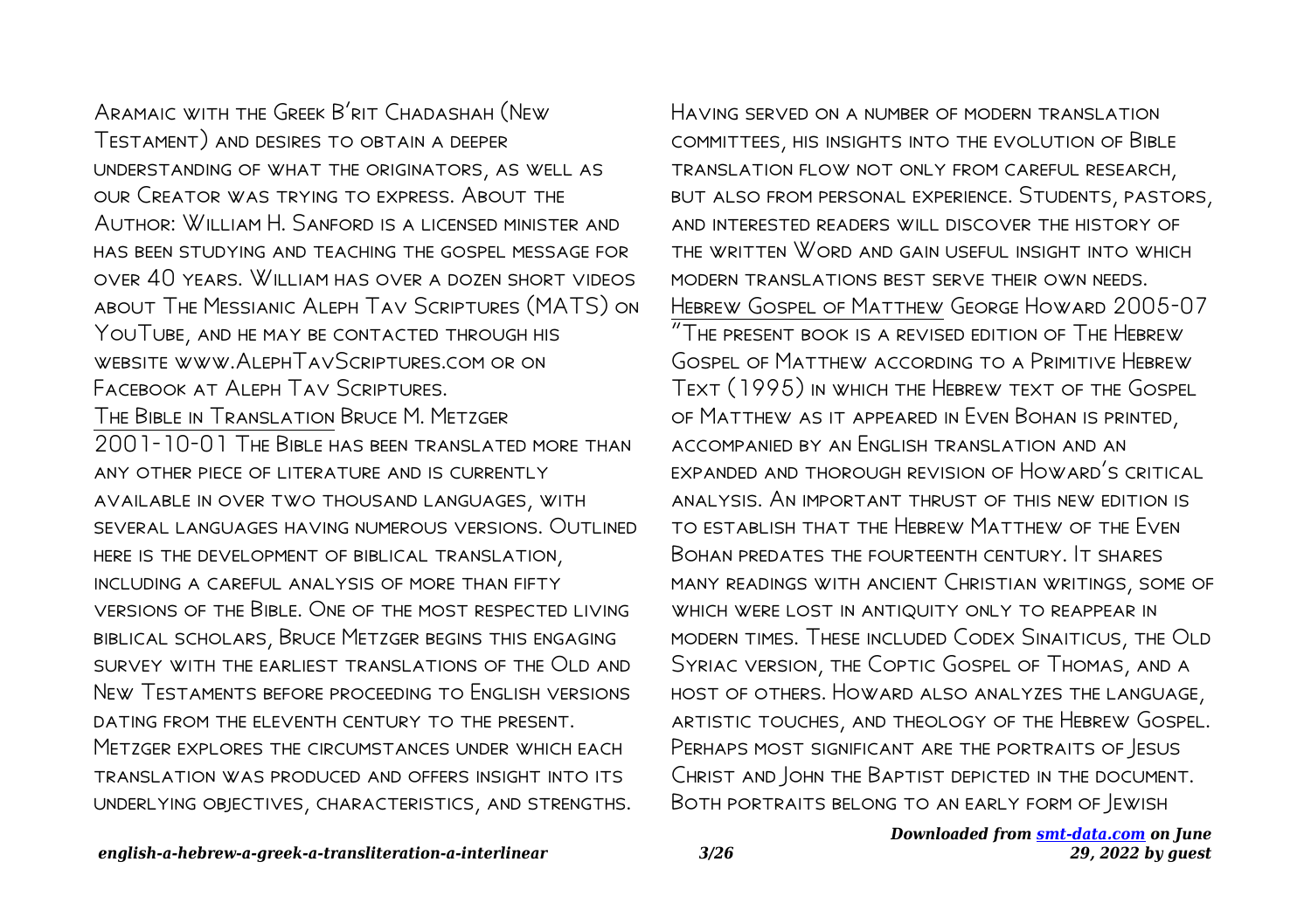Aramaic with the Greek B'rit Chadashah (New Testament) and desires to obtain a deeper understanding of what the originators, as well as our Creator was trying to express. About the Author: William H. Sanford is a licensed minister and has been studying and teaching the gospel message for over 40 years. William has over a dozen short videos about The Messianic Aleph Tav Scriptures (MATS) on YouTube, and he may be contacted through his website www.AlephTavScriptures.com or on Facebook at Aleph Tav Scriptures.

The Bible in Translation Bruce M. Metzger 2001-10-01 The Bible has been translated more than any other piece of literature and is currently available in over two thousand languages, with several languages having numerous versions. Outlined here is the development of biblical translation, including a careful analysis of more than fifty versions of the Bible. One of the most respected living biblical scholars, Bruce Metzger begins this engaging survey with the earliest translations of the Old and New Testaments before proceeding to English versions dating from the eleventh century to the present. Metzger explores the circumstances under which each translation was produced and offers insight into its underlying objectives, characteristics, and strengths. Having served on a number of modern translation committees, his insights into the evolution of Bible translation flow not only from careful research, but also from personal experience. Students, pastors, and interested readers will discover the history of the written Word and gain useful insight into which modern translations best serve their own needs.

Hebrew Gospel of Matthew George Howard 2005-07 "The present book is a revised edition of The Hebrew Gospel of Matthew according to a Primitive Hebrew Text (1995) in which the Hebrew text of the Gospel of Matthew as it appeared in Even Bohan is printed, accompanied by an English translation and an expanded and thorough revision of Howard's critical analysis. An important thrust of this new edition is to establish that the Hebrew Matthew of the Even Bohan predates the fourteenth century. It shares many readings with ancient Christian writings, some of which were lost in antiquity only to reappear in modern times. These included Codex Sinaiticus, the Old Syriac version, the Coptic Gospel of Thomas, and a host of others. Howard also analyzes the language, artistic touches, and theology of the Hebrew Gospel. Perhaps most significant are the portraits of Jesus Christ and John the Baptist depicted in the document. Both portraits belong to an early form of Jewish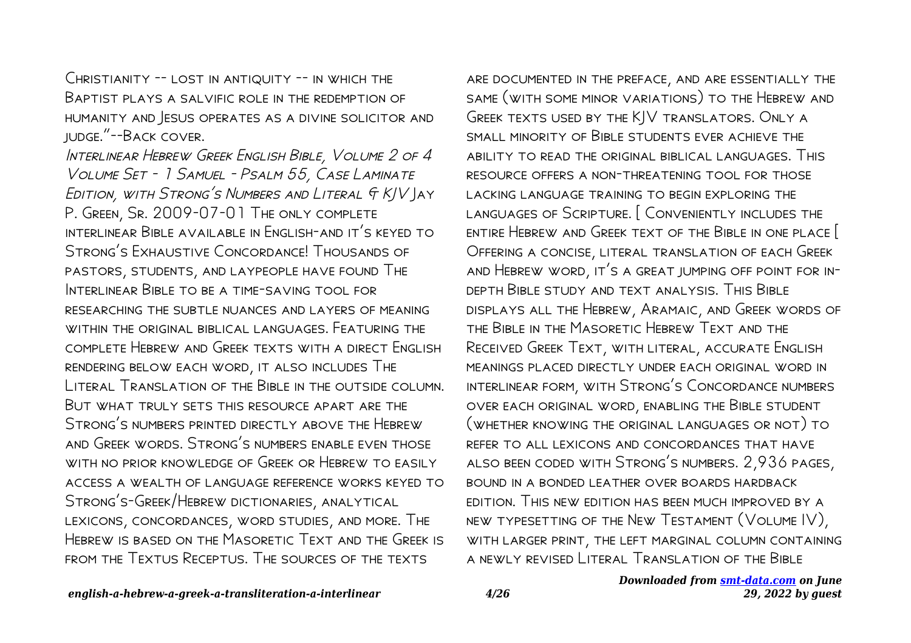Christianity -- lost in antiquity -- in which the Baptist plays a salvific role in the redemption of humanity and Jesus operates as a divine solicitor and judge."--Back cover.

*Interlinear Hebrew Greek English Bible, Volume 2 of 4 Volume Set - 1 Samuel - Psalm 55, Case Laminate Edition, with Strong's Numbers and Literal & KJV* Jay P. Green, Sr. 2009-07-01 The only complete interlinear Bible available in English-and it's keyed to Strong's Exhaustive Concordance! Thousands of pastors, students, and laypeople have found The Interlinear Bible to be a time-saving tool for researching the subtle nuances and layers of meaning within the original biblical languages. Featuring the complete Hebrew and Greek texts with a direct English rendering below each word, it also includes The Literal Translation of the Bible in the outside column. But what truly sets this resource apart are the Strong's numbers printed directly above the Hebrew and Greek words. Strong's numbers enable even those with no prior knowledge of Greek or Hebrew to easily access a wealth of language reference works keyed to Strong's-Greek/Hebrew dictionaries, analytical lexicons, concordances, word studies, and more. The Hebrew is based on the Masoretic Text and the Greek is from the Textus Receptus. The sources of the texts are documented in the preface, and are essentially the same (with some minor variations) to the Hebrew and Greek texts used by the KJV translators. Only a small minority of Bible students ever achieve the ability to read the original biblical languages. This resource offers a non-threatening tool for those lacking language training to begin exploring the languages of Scripture. [ Conveniently includes the entire Hebrew and Greek text of the Bible in one place [ Offering a concise, literal translation of each Greek and Hebrew word, it's a great jumping off point for in-depth Bible study and text analysis. This Bible displays all the Hebrew, Aramaic, and Greek words of the Bible in the Masoretic Hebrew Text and the Received Greek Text, with literal, accurate English meanings placed directly under each original word in interlinear form, with Strong's Concordance numbers over each original word, enabling the Bible student (whether knowing the original languages or not) to refer to all lexicons and concordances that have also been coded with Strong's numbers. 2,936 pages, bound in a bonded leather over boards hardback edition. This new edition has been much improved by a new typesetting of the New Testament (Volume IV), with larger print, the left marginal column containing a newly revised Literal Translation of the Bible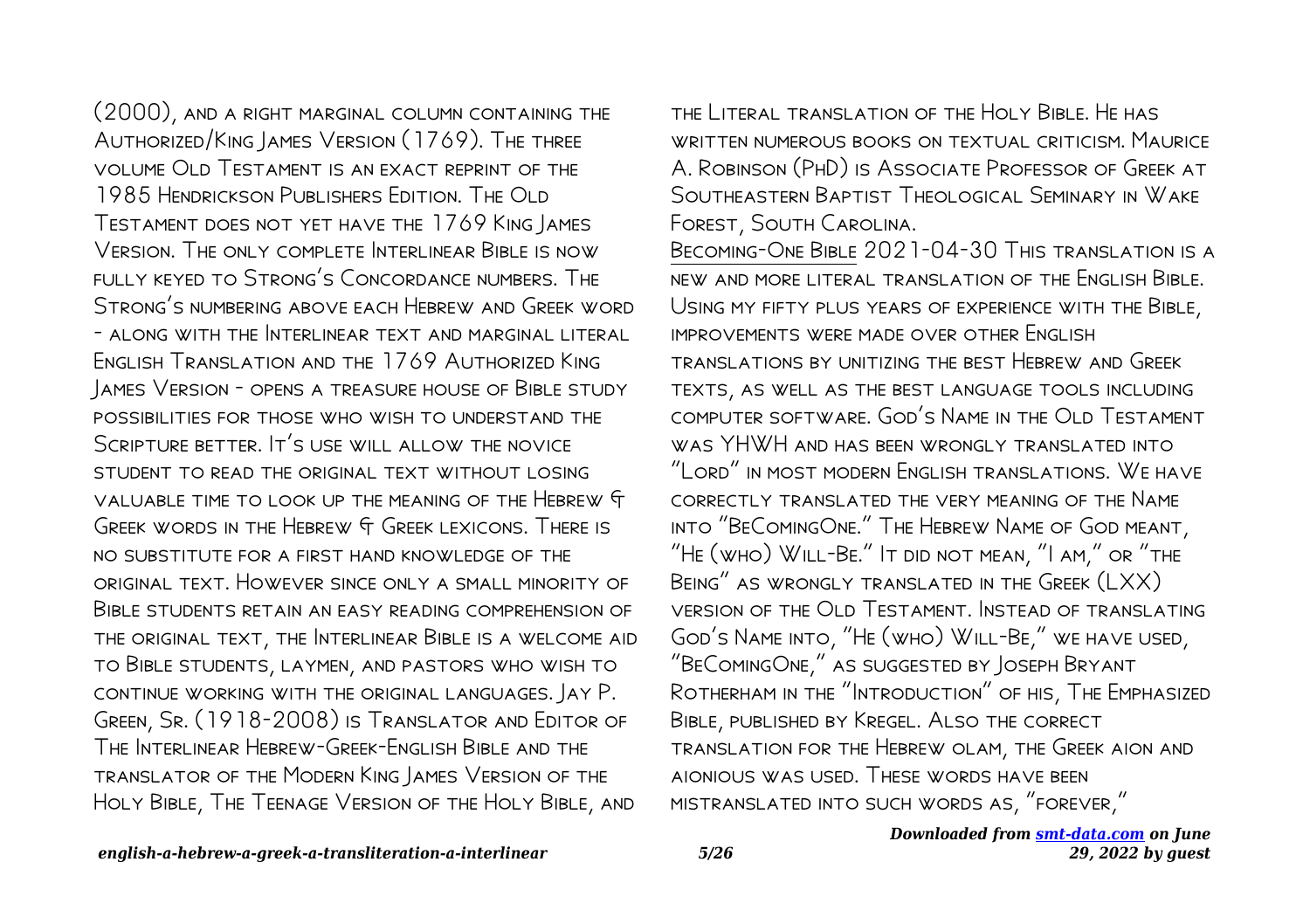(2000), and a right marginal column containing the Authorized/King James Version (1769). The three volume Old Testament is an exact reprint of the 1985 Hendrickson Publishers Edition. The Old Testament does not yet have the 1769 King James Version. The only complete Interlinear Bible is now fully keyed to Strong's Concordance numbers. The Strong's numbering above each Hebrew and Greek word - along with the Interlinear text and marginal literal English Translation and the 1769 Authorized King James Version - opens a treasure house of Bible study possibilities for those who wish to understand the Scripture better. It's use will allow the novice student to read the original text without losing valuable time to look up the meaning of the Hebrew & Greek words in the Hebrew & Greek lexicons. There is no substitute for a first hand knowledge of the original text. However since only a small minority of Bible students retain an easy reading comprehension of the original text, the Interlinear Bible is a welcome aid to Bible students, laymen, and pastors who wish to continue working with the original languages. Jay P. Green, Sr. (1918-2008) is Translator and Editor of The Interlinear Hebrew-Greek-English Bible and the translator of the Modern King James Version of the Holy Bible, The Teenage Version of the Holy Bible, and the Literal translation of the Holy Bible. He has written numerous books on textual criticism. Maurice A. Robinson (PhD) is Associate Professor of Greek at Southeastern Baptist Theological Seminary in Wake Forest, South Carolina.

Becoming-One Bible 2021-04-30 This translation is a new and more literal translation of the English Bible. Using my fifty plus years of experience with the Bible, improvements were made over other English translations by unitizing the best Hebrew and Greek texts, as well as the best language tools including computer software. God's Name in the Old Testament was YHWH and has been wrongly translated into "Lord" in most modern English translations. We have correctly translated the very meaning of the Name into "BeComingOne." The Hebrew Name of God meant, "He (who) Will-Be." It did not mean, "I am," or "the Being" as wrongly translated in the Greek (LXX) version of the Old Testament. Instead of translating God's Name into, "He (who) Will-Be," we have used, "BeComingOne," as suggested by Joseph Bryant Rotherham in the "Introduction" of his, The Emphasized Bible, published by Kregel. Also the correct translation for the Hebrew olam, the Greek aion and aionious was used. These words have been mistranslated into such words as, "forever,"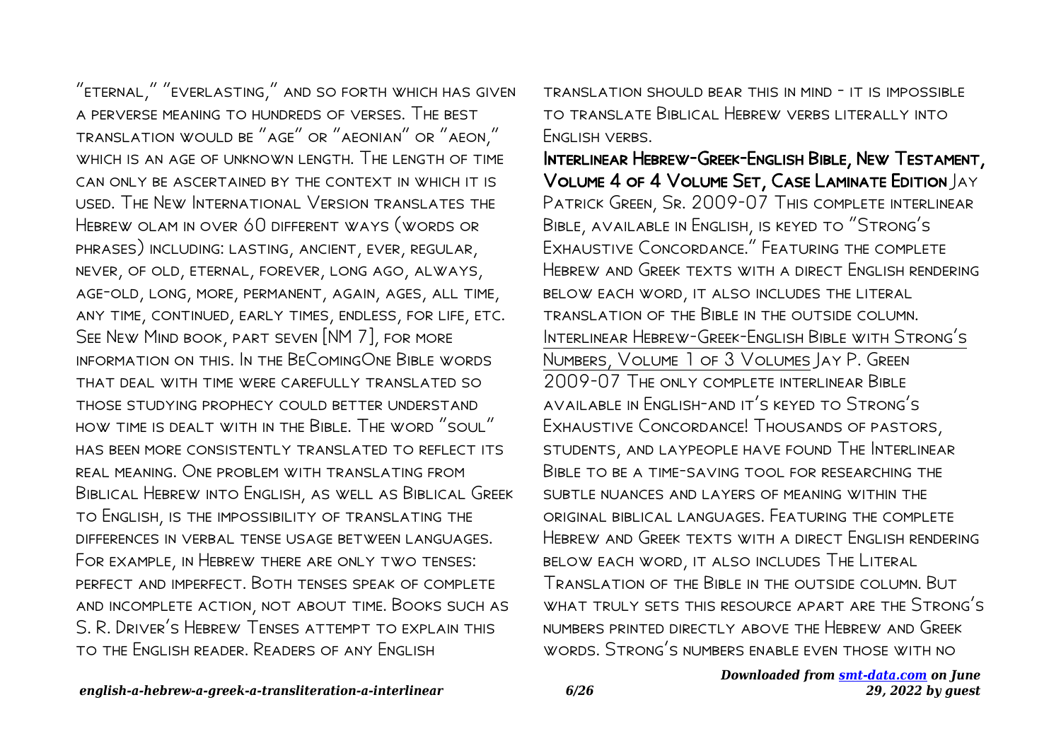"eternal," "everlasting," and so forth which has given a perverse meaning to hundreds of verses. The best translation would be "age" or "aeonian" or "aeon," which is an age of unknown length. The length of time can only be ascertained by the context in which it is used. The New International Version translates the Hebrew olam in over 60 different ways (words or phrases) including: lasting, ancient, ever, regular, never, of old, eternal, forever, long ago, always, age-old, long, more, permanent, again, ages, all time, any time, continued, early times, endless, for life, etc. See New Mind book, part seven [NM 7], for more information on this. In the BeComingOne Bible words that deal with time were carefully translated so those studying prophecy could better understand how time is dealt with in the Bible. The word "soul" has been more consistently translated to reflect its real meaning. One problem with translating from Biblical Hebrew into English, as well as Biblical Greek to English, is the impossibility of translating the differences in verbal tense usage between languages. For example, in Hebrew there are only two tenses: perfect and imperfect. Both tenses speak of complete and incomplete action, not about time. Books such as S. R. Driver's Hebrew Tenses attempt to explain this to the English reader. Readers of any English translation should bear this in mind - it is impossible to translate Biblical Hebrew verbs literally into English verbs.

**Interlinear Hebrew-Greek-English Bible, New Testament, Volume 4 of 4 Volume Set, Case Laminate Edition** Jay Patrick Green, Sr. 2009-07 This complete interlinear Bible, available in English, is keyed to "Strong's Exhaustive Concordance." Featuring the complete Hebrew and Greek texts with a direct English rendering below each word, it also includes the literal translation of the Bible in the outside column.

Interlinear Hebrew-Greek-English Bible with Strong's Numbers, Volume 1 of 3 Volumes Jay P. Green 2009-07 The only complete interlinear Bible available in English-and it's keyed to Strong's Exhaustive Concordance! Thousands of pastors, students, and laypeople have found The Interlinear Bible to be a time-saving tool for researching the subtle nuances and layers of meaning within the original biblical languages. Featuring the complete Hebrew and Greek texts with a direct English rendering below each word, it also includes The Literal Translation of the Bible in the outside column. But what truly sets this resource apart are the Strong's numbers printed directly above the Hebrew and Greek words. Strong's numbers enable even those with no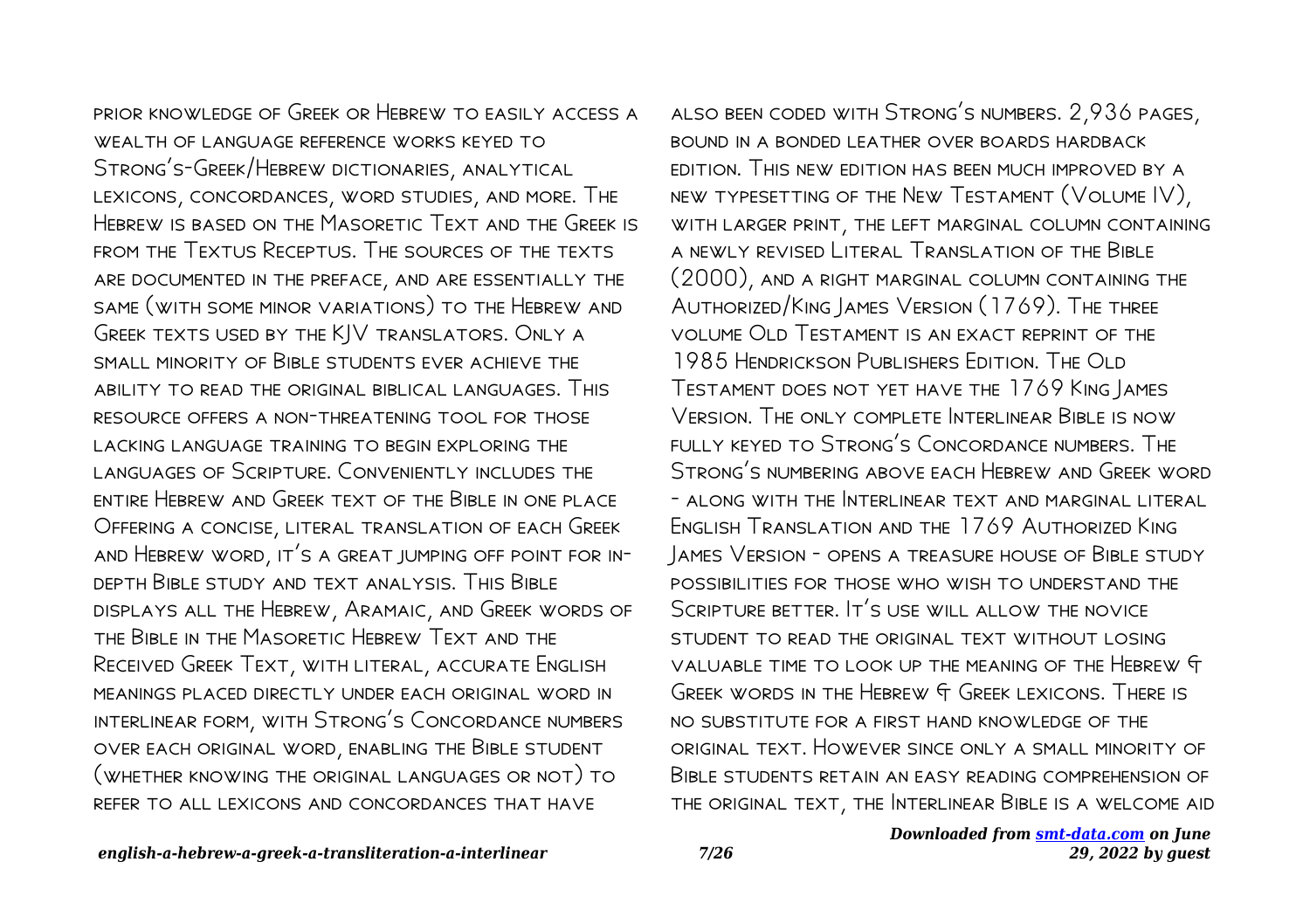prior knowledge of Greek or Hebrew to easily access a wealth of language reference works keyed to Strong's-Greek/Hebrew dictionaries, analytical lexicons, concordances, word studies, and more. The Hebrew is based on the Masoretic Text and the Greek is from the Textus Receptus. The sources of the texts are documented in the preface, and are essentially the same (with some minor variations) to the Hebrew and Greek texts used by the KJV translators. Only a small minority of Bible students ever achieve the ability to read the original biblical languages. This resource offers a non-threatening tool for those lacking language training to begin exploring the languages of Scripture. Conveniently includes the entire Hebrew and Greek text of the Bible in one place Offering a concise, literal translation of each Greek and Hebrew word, it's a great jumping off point for in-depth Bible study and text analysis. This Bible displays all the Hebrew, Aramaic, and Greek words of the Bible in the Masoretic Hebrew Text and the Received Greek Text, with literal, accurate English meanings placed directly under each original word in interlinear form, with Strong's Concordance numbers over each original word, enabling the Bible student (whether knowing the original languages or not) to refer to all lexicons and concordances that have also been coded with Strong's numbers. 2,936 pages, bound in a bonded leather over boards hardback edition. This new edition has been much improved by a new typesetting of the New Testament (Volume IV), with larger print, the left marginal column containing a newly revised Literal Translation of the Bible (2000), and a right marginal column containing the Authorized/King James Version (1769). The three volume Old Testament is an exact reprint of the 1985 Hendrickson Publishers Edition. The Old Testament does not yet have the 1769 King James Version. The only complete Interlinear Bible is now fully keyed to Strong's Concordance numbers. The Strong's numbering above each Hebrew and Greek word - along with the Interlinear text and marginal literal English Translation and the 1769 Authorized King James Version - opens a treasure house of Bible study possibilities for those who wish to understand the Scripture better. It's use will allow the novice student to read the original text without losing valuable time to look up the meaning of the Hebrew & Greek words in the Hebrew & Greek lexicons. There is no substitute for a first hand knowledge of the original text. However since only a small minority of Bible students retain an easy reading comprehension of the original text, the Interlinear Bible is a welcome aid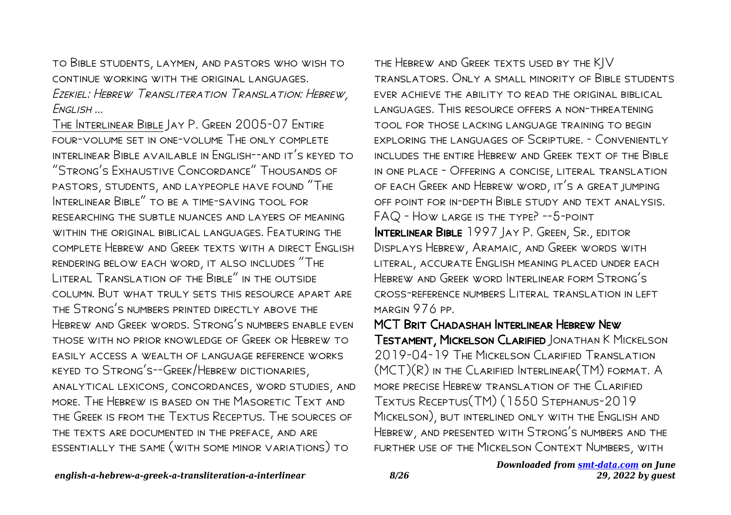to Bible students, laymen, and pastors who wish to continue working with the original languages.

*Ezekiel: Hebrew Transliteration Translation: Hebrew, English ...*

The Interlinear Bible Jay P. Green 2005-07 Entire four-volume set in one-volume The only complete interlinear Bible available in English--and it's keyed to "Strong's Exhaustive Concordance" Thousands of pastors, students, and laypeople have found "The Interlinear Bible" to be a time-saving tool for researching the subtle nuances and layers of meaning within the original biblical languages. Featuring the complete Hebrew and Greek texts with a direct English rendering below each word, it also includes "The Literal Translation of the Bible" in the outside column. But what truly sets this resource apart are the Strong's numbers printed directly above the Hebrew and Greek words. Strong's numbers enable even those with no prior knowledge of Greek or Hebrew to easily access a wealth of language reference works keyed to Strong's--Greek/Hebrew dictionaries, analytical lexicons, concordances, word studies, and more. The Hebrew is based on the Masoretic Text and the Greek is from the Textus Receptus. The sources of the texts are documented in the preface, and are essentially the same (with some minor variations) to the Hebrew and Greek texts used by the KJV translators. Only a small minority of Bible students ever achieve the ability to read the original biblical languages. This resource offers a non-threatening tool for those lacking language training to begin exploring the languages of Scripture. - Conveniently includes the entire Hebrew and Greek text of the Bible in one place - Offering a concise, literal translation of each Greek and Hebrew word, it's a great jumping off point for in-depth Bible study and text analysis. FAQ - How large is the type? --5-point

**Interlinear Bible** 1997 Jay P. Green, Sr., editor Displays Hebrew, Aramaic, and Greek words with literal, accurate English meaning placed under each Hebrew and Greek word Interlinear form Strong's cross-reference numbers Literal translation in left margin 976 pp.

**MCT Brit Chadashah Interlinear Hebrew New Testament, Mickelson Clarified** Jonathan K Mickelson 2019-04-19 The Mickelson Clarified Translation (MCT)(R) in the Clarified Interlinear(TM) format. A more precise Hebrew translation of the Clarified Textus Receptus(TM) (1550 Stephanus-2019 Mickelson), but interlined only with the English and Hebrew, and presented with Strong's numbers and the further use of the Mickelson Context Numbers, with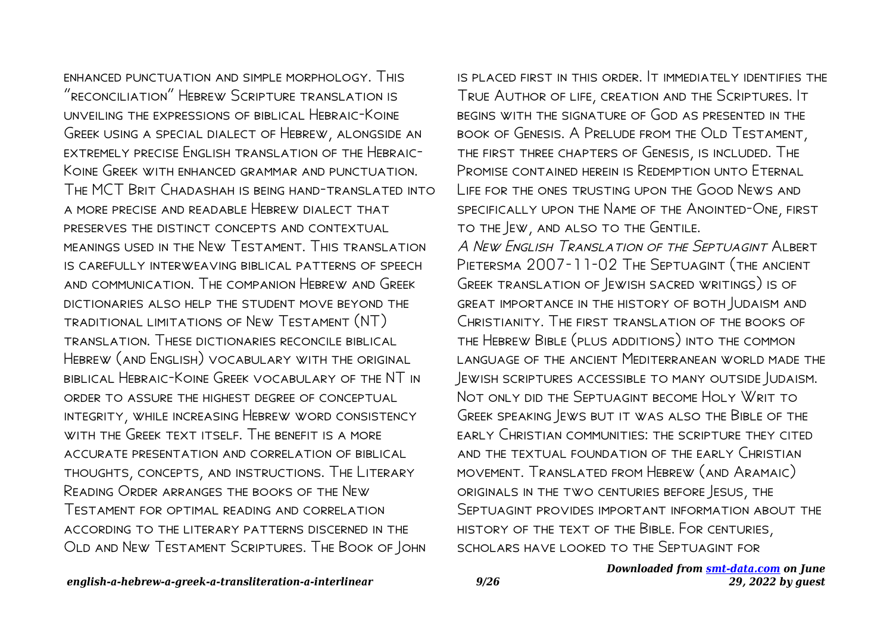enhanced punctuation and simple morphology. This "reconciliation" Hebrew Scripture translation is unveiling the expressions of biblical Hebraic-Koine Greek using a special dialect of Hebrew, alongside an extremely precise English translation of the Hebraic-Koine Greek with enhanced grammar and punctuation. The MCT Brit Chadashah is being hand-translated into a more precise and readable Hebrew dialect that preserves the distinct concepts and contextual meanings used in the New Testament. This translation is carefully interweaving biblical patterns of speech and communication. The companion Hebrew and Greek dictionaries also help the student move beyond the traditional limitations of New Testament (NT) translation. These dictionaries reconcile biblical Hebrew (and English) vocabulary with the original biblical Hebraic-Koine Greek vocabulary of the NT in order to assure the highest degree of conceptual integrity, while increasing Hebrew word consistency with the Greek text itself. The benefit is a more accurate presentation and correlation of biblical thoughts, concepts, and instructions. The Literary Reading Order arranges the books of the New Testament for optimal reading and correlation according to the literary patterns discerned in the Old and New Testament Scriptures. The Book of John is placed first in this order. It immediately identifies the True Author of life, creation and the Scriptures. It begins with the signature of God as presented in the book of Genesis. A Prelude from the Old Testament, the first three chapters of Genesis, is included. The Promise contained herein is Redemption unto Eternal Life for the ones trusting upon the Good News and specifically upon the Name of the Anointed-One, first to the Jew, and also to the Gentile.

*A New English Translation of the Septuagint* Albert Pietersma 2007-11-02 The Septuagint (the ancient Greek translation of Jewish sacred writings) is of great importance in the history of both Judaism and Christianity. The first translation of the books of the Hebrew Bible (plus additions) into the common language of the ancient Mediterranean world made the Jewish scriptures accessible to many outside Judaism. Not only did the Septuagint become Holy Writ to Greek speaking Jews but it was also the Bible of the early Christian communities: the scripture they cited and the textual foundation of the early Christian movement. Translated from Hebrew (and Aramaic) originals in the two centuries before Jesus, the Septuagint provides important information about the history of the text of the Bible. For centuries, scholars have looked to the Septuagint for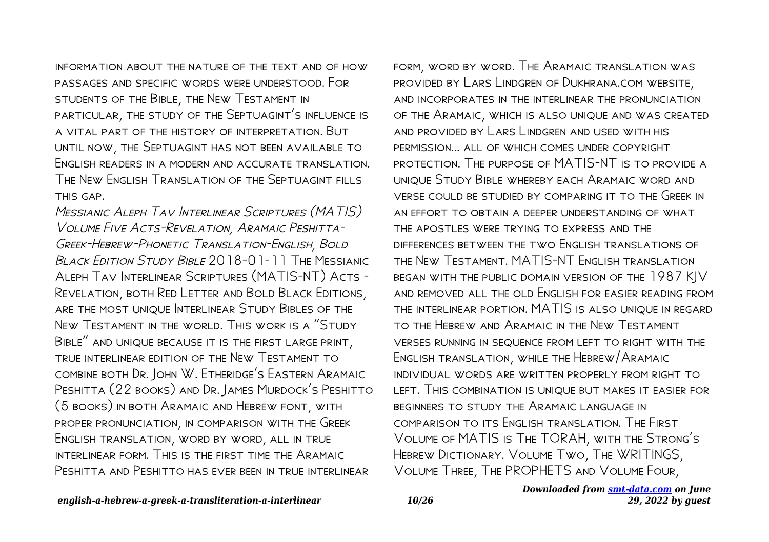information about the nature of the text and of how passages and specific words were understood. For students of the Bible, the New Testament in particular, the study of the Septuagint's influence is a vital part of the history of interpretation. But until now, the Septuagint has not been available to English readers in a modern and accurate translation. The New English Translation of the Septuagint fills this gap.

*Messianic Aleph Tav Interlinear Scriptures (MATIS) Volume Five Acts-Revelation, Aramaic Peshitta-Greek-Hebrew-Phonetic Translation-English, Bold Black Edition Study Bible* 2018-01-11 The Messianic Aleph Tav Interlinear Scriptures (MATIS-NT) Acts - Revelation, both Red Letter and Bold Black Editions, are the most unique Interlinear Study Bibles of the New Testament in the world. This work is a "Study Bible" and unique because it is the first large print, true interlinear edition of the New Testament to combine both Dr. John W. Etheridge's Eastern Aramaic Peshitta (22 books) and Dr. James Murdock's Peshitto (5 books) in both Aramaic and Hebrew font, with proper pronunciation, in comparison with the Greek English translation, word by word, all in true interlinear form. This is the first time the Aramaic Peshitta and Peshitto has ever been in true interlinear form, word by word. The Aramaic translation was provided by Lars Lindgren of Dukhrana.com website, and incorporates in the interlinear the pronunciation of the Aramaic, which is also unique and was created and provided by Lars Lindgren and used with his permission... all of which comes under copyright protection. The purpose of MATIS-NT is to provide a unique Study Bible whereby each Aramaic word and verse could be studied by comparing it to the Greek in an effort to obtain a deeper understanding of what the apostles were trying to express and the differences between the two English translations of the New Testament. MATIS-NT English translation began with the public domain version of the 1987 KJV and removed all the old English for easier reading from the interlinear portion. MATIS is also unique in regard to the Hebrew and Aramaic in the New Testament verses running in sequence from left to right with the English translation, while the Hebrew/Aramaic individual words are written properly from right to left. This combination is unique but makes it easier for beginners to study the Aramaic language in comparison to its English translation. The First Volume of MATIS is The TORAH, with the Strong's Hebrew Dictionary. Volume Two, The WRITINGS, Volume Three, The PROPHETS and Volume Four,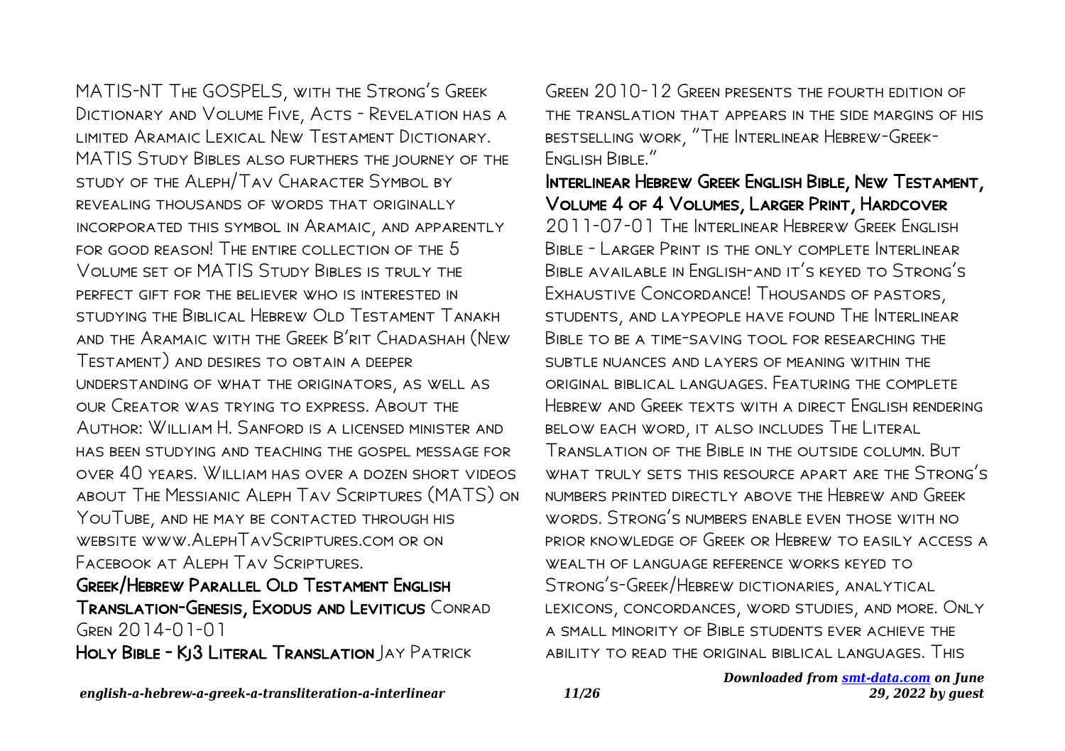MATIS-NT The GOSPELS, with the Strong's Greek Dictionary and Volume Five, Acts - Revelation has a limited Aramaic Lexical New Testament Dictionary. MATIS Study Bibles also furthers the journey of the study of the Aleph/Tav Character Symbol by revealing thousands of words that originally incorporated this symbol in Aramaic, and apparently for good reason! The entire collection of the 5 Volume set of MATIS Study Bibles is truly the perfect gift for the believer who is interested in studying the Biblical Hebrew Old Testament Tanakh and the Aramaic with the Greek B'rit Chadashah (New Testament) and desires to obtain a deeper understanding of what the originators, as well as our Creator was trying to express. About the Author: William H. Sanford is a licensed minister and has been studying and teaching the gospel message for over 40 years. William has over a dozen short videos about The Messianic Aleph Tav Scriptures (MATS) on YouTube, and he may be contacted through his website www.AlephTavScriptures.com or on Facebook at Aleph Tav Scriptures.

**Greek/Hebrew Parallel Old Testament English Translation-Genesis, Exodus and Leviticus** Conrad Gren 2014-01-01

**Holy Bible - Kj3 Literal Translation** Jay Patrick Green 2010-12 Green presents the fourth edition of the translation that appears in the side margins of his bestselling work, "The Interlinear Hebrew-Greek-English Bible."

**Interlinear Hebrew Greek English Bible, New Testament, Volume 4 of 4 Volumes, Larger Print, Hardcover** 2011-07-01 The Interlinear Hebrerw Greek English Bible - Larger Print is the only complete Interlinear Bible available in English-and it's keyed to Strong's Exhaustive Concordance! Thousands of pastors, students, and laypeople have found The Interlinear Bible to be a time-saving tool for researching the subtle nuances and layers of meaning within the original biblical languages. Featuring the complete Hebrew and Greek texts with a direct English rendering below each word, it also includes The Literal Translation of the Bible in the outside column. But what truly sets this resource apart are the Strong's numbers printed directly above the Hebrew and Greek words. Strong's numbers enable even those with no prior knowledge of Greek or Hebrew to easily access a wealth of language reference works keyed to Strong's-Greek/Hebrew dictionaries, analytical lexicons, concordances, word studies, and more. Only a small minority of Bible students ever achieve the ability to read the original biblical languages. This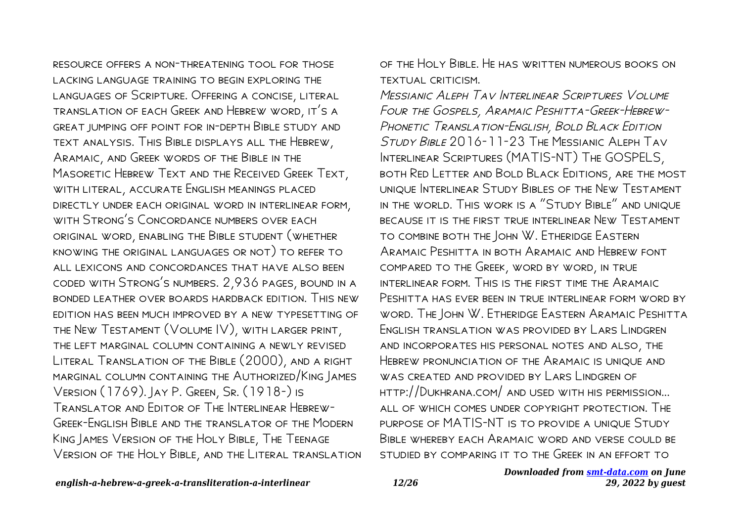resource offers a non-threatening tool for those lacking language training to begin exploring the languages of Scripture. Offering a concise, literal translation of each Greek and Hebrew word, it's a great jumping off point for in-depth Bible study and text analysis. This Bible displays all the Hebrew, Aramaic, and Greek words of the Bible in the Masoretic Hebrew Text and the Received Greek Text, with literal, accurate English meanings placed directly under each original word in interlinear form, with Strong's Concordance numbers over each original word, enabling the Bible student (whether knowing the original languages or not) to refer to all lexicons and concordances that have also been coded with Strong's numbers. 2,936 pages, bound in a bonded leather over boards hardback edition. This new edition has been much improved by a new typesetting of the New Testament (Volume IV), with larger print, the left marginal column containing a newly revised Literal Translation of the Bible (2000), and a right marginal column containing the Authorized/King James Version (1769). Jay P. Green, Sr. (1918-) is Translator and Editor of The Interlinear Hebrew-Greek-English Bible and the translator of the Modern King James Version of the Holy Bible, The Teenage Version of the Holy Bible, and the Literal translation of the Holy Bible. He has written numerous books on textual criticism.

*Messianic Aleph Tav Interlinear Scriptures Volume Four the Gospels, Aramaic Peshitta-Greek-Hebrew-Phonetic Translation-English, Bold Black Edition Study Bible* 2016-11-23 The Messianic Aleph Tav Interlinear Scriptures (MATIS-NT) The GOSPELS, both Red Letter and Bold Black Editions, are the most unique Interlinear Study Bibles of the New Testament in the world. This work is a "Study Bible" and unique because it is the first true interlinear New Testament to combine both the John W. Etheridge Eastern Aramaic Peshitta in both Aramaic and Hebrew font compared to the Greek, word by word, in true interlinear form. This is the first time the Aramaic Peshitta has ever been in true interlinear form word by word. The John W. Etheridge Eastern Aramaic Peshitta English translation was provided by Lars Lindgren and incorporates his personal notes and also, the Hebrew pronunciation of the Aramaic is unique and was created and provided by Lars Lindgren of http://Dukhrana.com/ and used with his permission... all of which comes under copyright protection. The purpose of MATIS-NT is to provide a unique Study Bible whereby each Aramaic word and verse could be studied by comparing it to the Greek in an effort to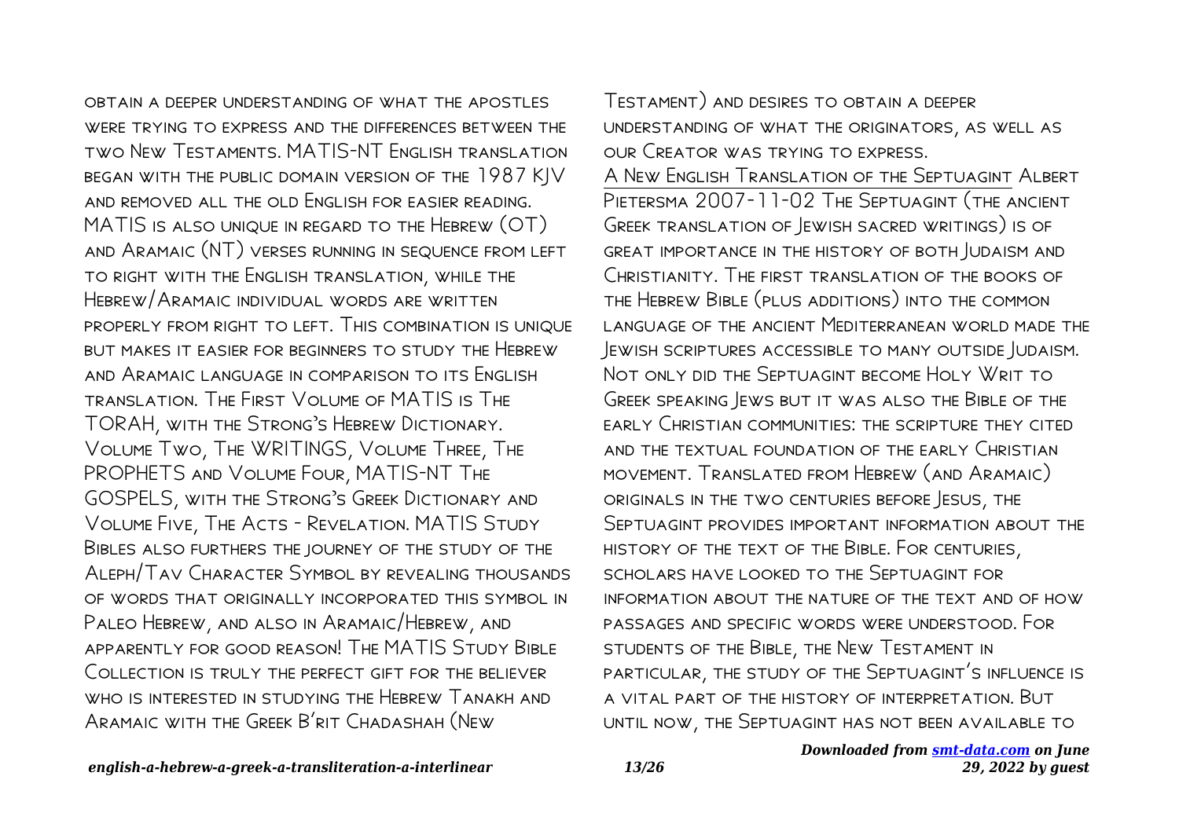obtain a deeper understanding of what the apostles were trying to express and the differences between the two New Testaments. MATIS-NT English translation began with the public domain version of the 1987 KJV and removed all the old English for easier reading. MATIS is also unique in regard to the Hebrew (OT) and Aramaic (NT) verses running in sequence from left to right with the English translation, while the Hebrew/Aramaic individual words are written properly from right to left. This combination is unique but makes it easier for beginners to study the Hebrew and Aramaic language in comparison to its English translation. The First Volume of MATIS is The TORAH, with the Strong's Hebrew Dictionary. Volume Two, The WRITINGS, Volume Three, The PROPHETS and Volume Four, MATIS-NT The GOSPELS, with the Strong's Greek Dictionary and Volume Five, The Acts - Revelation. MATIS Study Bibles also furthers the journey of the study of the Aleph/Tav Character Symbol by revealing thousands of words that originally incorporated this symbol in Paleo Hebrew, and also in Aramaic/Hebrew, and apparently for good reason! The MATIS Study Bible Collection is truly the perfect gift for the believer who is interested in studying the Hebrew Tanakh and Aramaic with the Greek B'rit Chadashah (New Testament) and desires to obtain a deeper understanding of what the originators, as well as our Creator was trying to express.

A New English Translation of the Septuagint Albert Pietersma 2007-11-02 The Septuagint (the ancient Greek translation of Jewish sacred writings) is of great importance in the history of both Judaism and Christianity. The first translation of the books of the Hebrew Bible (plus additions) into the common language of the ancient Mediterranean world made the Jewish scriptures accessible to many outside Judaism. Not only did the Septuagint become Holy Writ to Greek speaking Jews but it was also the Bible of the early Christian communities: the scripture they cited and the textual foundation of the early Christian movement. Translated from Hebrew (and Aramaic) originals in the two centuries before Jesus, the Septuagint provides important information about the history of the text of the Bible. For centuries, scholars have looked to the Septuagint for information about the nature of the text and of how passages and specific words were understood. For students of the Bible, the New Testament in particular, the study of the Septuagint's influence is a vital part of the history of interpretation. But until now, the Septuagint has not been available to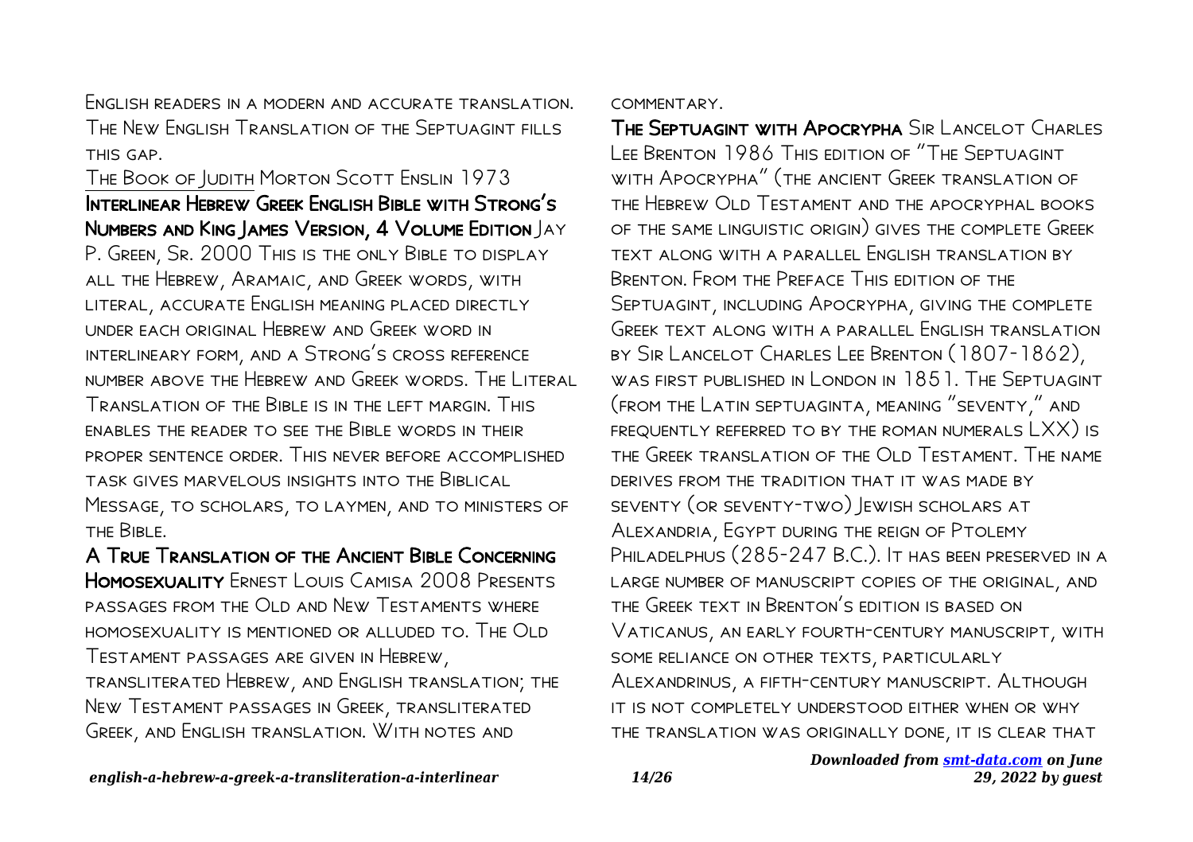English readers in a modern and accurate translation. The New English Translation of the Septuagint fills this gap.

The Book of Judith Morton Scott Enslin 1973

**Interlinear Hebrew Greek English Bible with Strong's Numbers and King James Version, 4 Volume Edition** Jay P. Green, Sr. 2000 This is the only Bible to display all the Hebrew, Aramaic, and Greek words, with literal, accurate English meaning placed directly under each original Hebrew and Greek word in interlineary form, and a Strong's cross reference number above the Hebrew and Greek words. The Literal Translation of the Bible is in the left margin. This enables the reader to see the Bible words in their proper sentence order. This never before accomplished task gives marvelous insights into the Biblical Message, to scholars, to laymen, and to ministers of the Bible.

**A True Translation of the Ancient Bible Concerning Homosexuality** Ernest Louis Camisa 2008 Presents passages from the Old and New Testaments where homosexuality is mentioned or alluded to. The Old Testament passages are given in Hebrew, transliterated Hebrew, and English translation; the New Testament passages in Greek, transliterated Greek, and English translation. With notes and commentary.

**The Septuagint with Apocrypha** Sir Lancelot Charles Lee Brenton 1986 This edition of "The Septuagint with Apocrypha" (the ancient Greek translation of the Hebrew Old Testament and the apocryphal books of the same linguistic origin) gives the complete Greek text along with a parallel English translation by Brenton. From the Preface This edition of the Septuagint, including Apocrypha, giving the complete Greek text along with a parallel English translation by Sir Lancelot Charles Lee Brenton (1807-1862), was first published in London in 1851. The Septuagint (from the Latin septuaginta, meaning "seventy," and frequently referred to by the roman numerals LXX) is the Greek translation of the Old Testament. The name derives from the tradition that it was made by seventy (or seventy-two) Jewish scholars at Alexandria, Egypt during the reign of Ptolemy Philadelphus (285-247 B.C.). It has been preserved in a large number of manuscript copies of the original, and the Greek text in Brenton's edition is based on Vaticanus, an early fourth-century manuscript, with some reliance on other texts, particularly Alexandrinus, a fifth-century manuscript. Although it is not completely understood either when or why the translation was originally done, it is clear that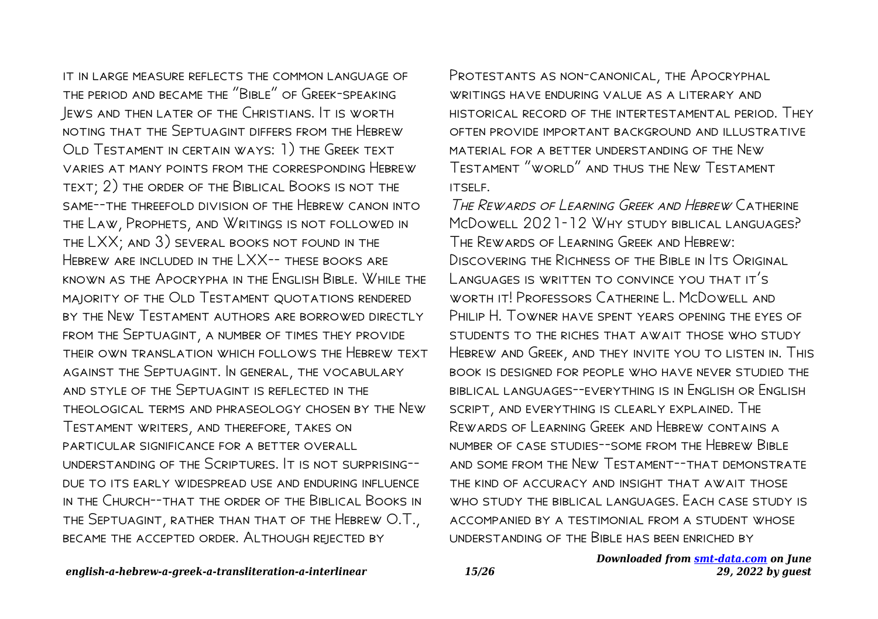it in large measure reflects the common language of the period and became the "Bible" of Greek-speaking Jews and then later of the Christians. It is worth noting that the Septuagint differs from the Hebrew Old Testament in certain ways: 1) the Greek text varies at many points from the corresponding Hebrew text; 2) the order of the Biblical Books is not the same--the threefold division of the Hebrew canon into the Law, Prophets, and Writings is not followed in the LXX; and 3) several books not found in the Hebrew are included in the LXX-- these books are known as the Apocrypha in the English Bible. While the majority of the Old Testament quotations rendered by the New Testament authors are borrowed directly from the Septuagint, a number of times they provide their own translation which follows the Hebrew text against the Septuagint. In general, the vocabulary and style of the Septuagint is reflected in the theological terms and phraseology chosen by the New Testament writers, and therefore, takes on particular significance for a better overall understanding of the Scriptures. It is not surprising--due to its early widespread use and enduring influence in the Church--that the order of the Biblical Books in the Septuagint, rather than that of the Hebrew O.T., became the accepted order. Although rejected by Protestants as non-canonical, the Apocryphal writings have enduring value as a literary and historical record of the intertestamental period. They often provide important background and illustrative material for a better understanding of the New Testament "world" and thus the New Testament itself.

*The Rewards of Learning Greek and Hebrew* Catherine McDowell 2021-12 Why study biblical languages? The Rewards of Learning Greek and Hebrew: Discovering the Richness of the Bible in Its Original Languages is written to convince you that it's worth it! Professors Catherine L. McDowell and Philip H. Towner have spent years opening the eyes of students to the riches that await those who study Hebrew and Greek, and they invite you to listen in. This book is designed for people who have never studied the biblical languages--everything is in English or English script, and everything is clearly explained. The Rewards of Learning Greek and Hebrew contains a number of case studies--some from the Hebrew Bible and some from the New Testament--that demonstrate the kind of accuracy and insight that await those who study the biblical languages. Each case study is accompanied by a testimonial from a student whose understanding of the Bible has been enriched by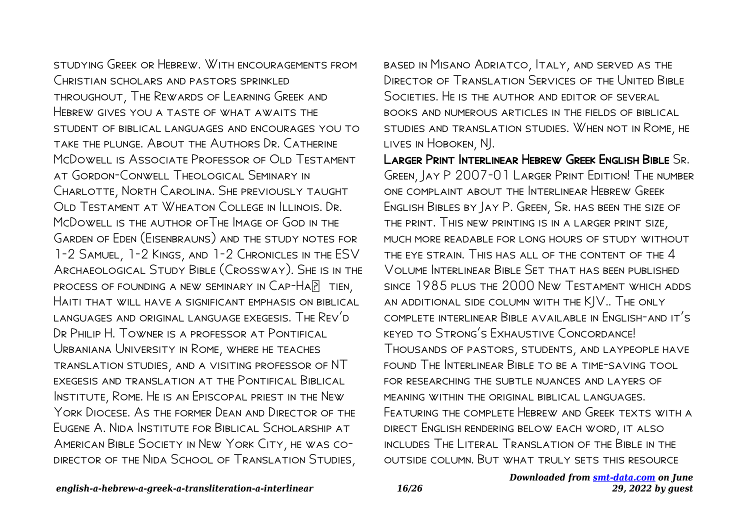studying Greek or Hebrew. With encouragements from Christian scholars and pastors sprinkled throughout, The Rewards of Learning Greek and Hebrew gives you a taste of what awaits the student of biblical languages and encourages you to take the plunge. About the Authors Dr. Catherine McDowell is Associate Professor of Old Testament at Gordon-Conwell Theological Seminary in Charlotte, North Carolina. She previously taught Old Testament at Wheaton College in Illinois. Dr. McDowell is the author ofThe Image of God in the Garden of Eden (Eisenbrauns) and the study notes for 1-2 Samuel, 1-2 Kings, and 1-2 Chronicles in the ESV Archaeological Study Bible (Crossway). She is in the process of founding a new seminary in Cap-Ha� tien, Haiti that will have a significant emphasis on biblical languages and original language exegesis. The Rev'd Dr Philip H. Towner is a professor at Pontifical Urbaniana University in Rome, where he teaches translation studies, and a visiting professor of NT exegesis and translation at the Pontifical Biblical Institute, Rome. He is an Episcopal priest in the New York Diocese. As the former Dean and Director of the Eugene A. Nida Institute for Biblical Scholarship at American Bible Society in New York City, he was co-director of the Nida School of Translation Studies, based in Misano Adriatco, Italy, and served as the Director of Translation Services of the United Bible Societies. He is the author and editor of several books and numerous articles in the fields of biblical studies and translation studies. When not in Rome, he lives in Hoboken, NJ.

**Larger Print Interlinear Hebrew Greek English Bible** Sr. Green, Jay P 2007-01 Larger Print Edition! The number one complaint about the Interlinear Hebrew Greek English Bibles by Jay P. Green, Sr. has been the size of the print. This new printing is in a larger print size, much more readable for long hours of study without the eye strain. This has all of the content of the 4 Volume Interlinear Bible Set that has been published since 1985 plus the 2000 New Testament which adds an additional side column with the KJV.. The only complete interlinear Bible available in English-and it's keyed to Strong's Exhaustive Concordance! Thousands of pastors, students, and laypeople have found The Interlinear Bible to be a time-saving tool for researching the subtle nuances and layers of meaning within the original biblical languages. Featuring the complete Hebrew and Greek texts with a direct English rendering below each word, it also includes The Literal Translation of the Bible in the outside column. But what truly sets this resource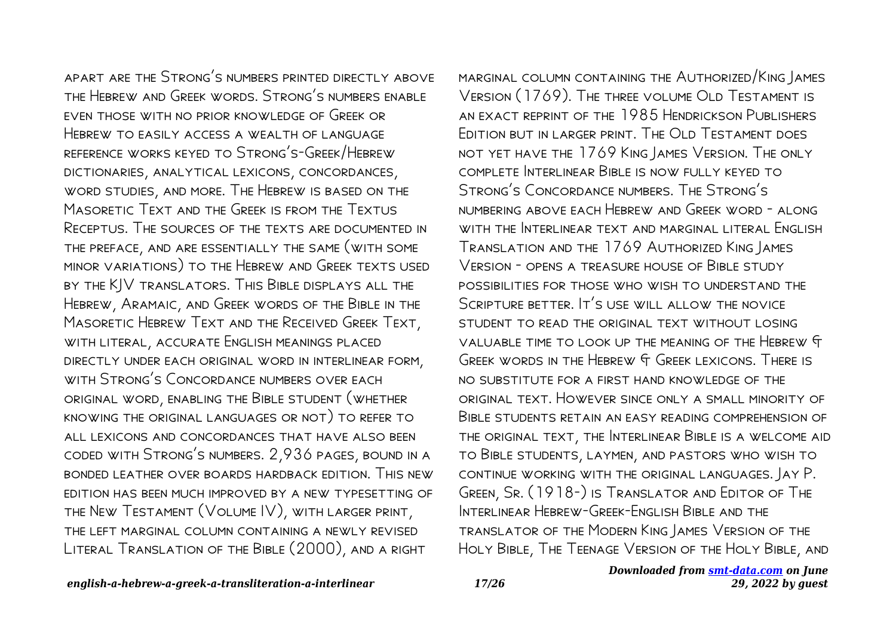apart are the Strong's numbers printed directly above the Hebrew and Greek words. Strong's numbers enable even those with no prior knowledge of Greek or Hebrew to easily access a wealth of language reference works keyed to Strong's-Greek/Hebrew dictionaries, analytical lexicons, concordances, word studies, and more. The Hebrew is based on the Masoretic Text and the Greek is from the Textus Receptus. The sources of the texts are documented in the preface, and are essentially the same (with some minor variations) to the Hebrew and Greek texts used by the KJV translators. This Bible displays all the Hebrew, Aramaic, and Greek words of the Bible in the Masoretic Hebrew Text and the Received Greek Text, with literal, accurate English meanings placed directly under each original word in interlinear form, with Strong's Concordance numbers over each original word, enabling the Bible student (whether knowing the original languages or not) to refer to all lexicons and concordances that have also been coded with Strong's numbers. 2,936 pages, bound in a bonded leather over boards hardback edition. This new edition has been much improved by a new typesetting of the New Testament (Volume IV), with larger print, the left marginal column containing a newly revised Literal Translation of the Bible (2000), and a right marginal column containing the Authorized/King James Version (1769). The three volume Old Testament is an exact reprint of the 1985 Hendrickson Publishers Edition but in larger print. The Old Testament does not yet have the 1769 King James Version. The only complete Interlinear Bible is now fully keyed to Strong's Concordance numbers. The Strong's numbering above each Hebrew and Greek word - along with the Interlinear text and marginal literal English Translation and the 1769 Authorized King James Version - opens a treasure house of Bible study possibilities for those who wish to understand the Scripture better. It's use will allow the novice student to read the original text without losing valuable time to look up the meaning of the Hebrew & Greek words in the Hebrew & Greek lexicons. There is no substitute for a first hand knowledge of the original text. However since only a small minority of Bible students retain an easy reading comprehension of the original text, the Interlinear Bible is a welcome aid to Bible students, laymen, and pastors who wish to continue working with the original languages. Jay P. Green, Sr. (1918-) is Translator and Editor of The Interlinear Hebrew-Greek-English Bible and the translator of the Modern King James Version of the Holy Bible, The Teenage Version of the Holy Bible, and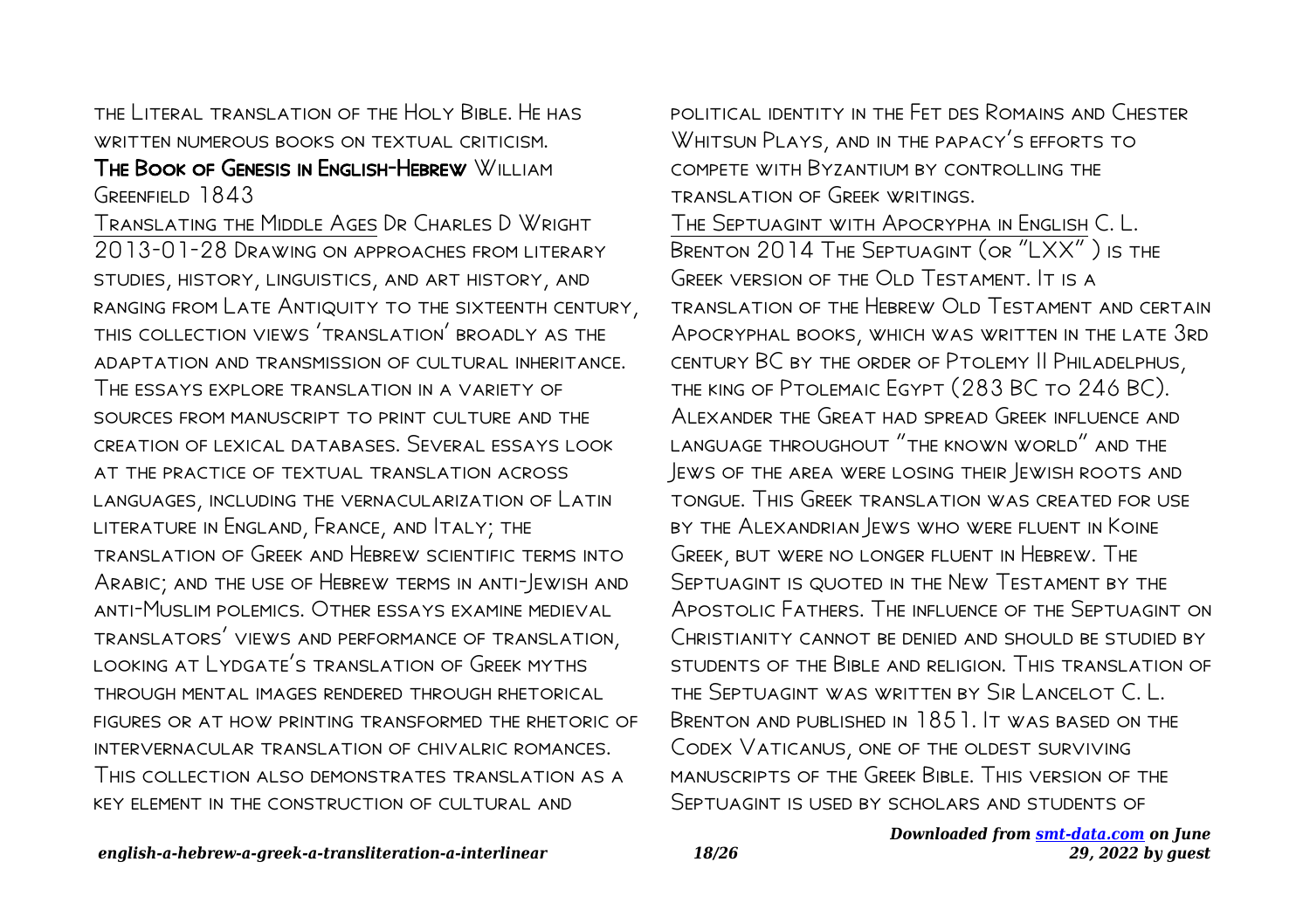the Literal translation of the Holy Bible. He has written numerous books on textual criticism.

**The Book of Genesis in English-Hebrew** William Greenfield 1843

Translating the Middle Ages Dr Charles D Wright 2013-01-28 Drawing on approaches from literary studies, history, linguistics, and art history, and ranging from Late Antiquity to the sixteenth century, this collection views 'translation' broadly as the adaptation and transmission of cultural inheritance. The essays explore translation in a variety of sources from manuscript to print culture and the creation of lexical databases. Several essays look at the practice of textual translation across languages, including the vernacularization of Latin literature in England, France, and Italy; the translation of Greek and Hebrew scientific terms into Arabic; and the use of Hebrew terms in anti-Jewish and anti-Muslim polemics. Other essays examine medieval translators' views and performance of translation, looking at Lydgate's translation of Greek myths through mental images rendered through rhetorical figures or at how printing transformed the rhetoric of intervernacular translation of chivalric romances. This collection also demonstrates translation as a key element in the construction of cultural and political identity in the Fet des Romains and Chester Whitsun Plays, and in the papacy's efforts to compete with Byzantium by controlling the translation of Greek writings.

The Septuagint with Apocrypha in English C. L. Brenton 2014 The Septuagint (or "LXX" ) is the Greek version of the Old Testament. It is a translation of the Hebrew Old Testament and certain Apocryphal books, which was written in the late 3rd century BC by the order of Ptolemy II Philadelphus, the king of Ptolemaic Egypt (283 BC to 246 BC). Alexander the Great had spread Greek influence and language throughout "the known world" and the Jews of the area were losing their Jewish roots and tongue. This Greek translation was created for use by the Alexandrian Jews who were fluent in Koine Greek, but were no longer fluent in Hebrew. The Septuagint is quoted in the New Testament by the Apostolic Fathers. The influence of the Septuagint on Christianity cannot be denied and should be studied by students of the Bible and religion. This translation of the Septuagint was written by Sir Lancelot C. L. Brenton and published in 1851. It was based on the Codex Vaticanus, one of the oldest surviving manuscripts of the Greek Bible. This version of the Septuagint is used by scholars and students of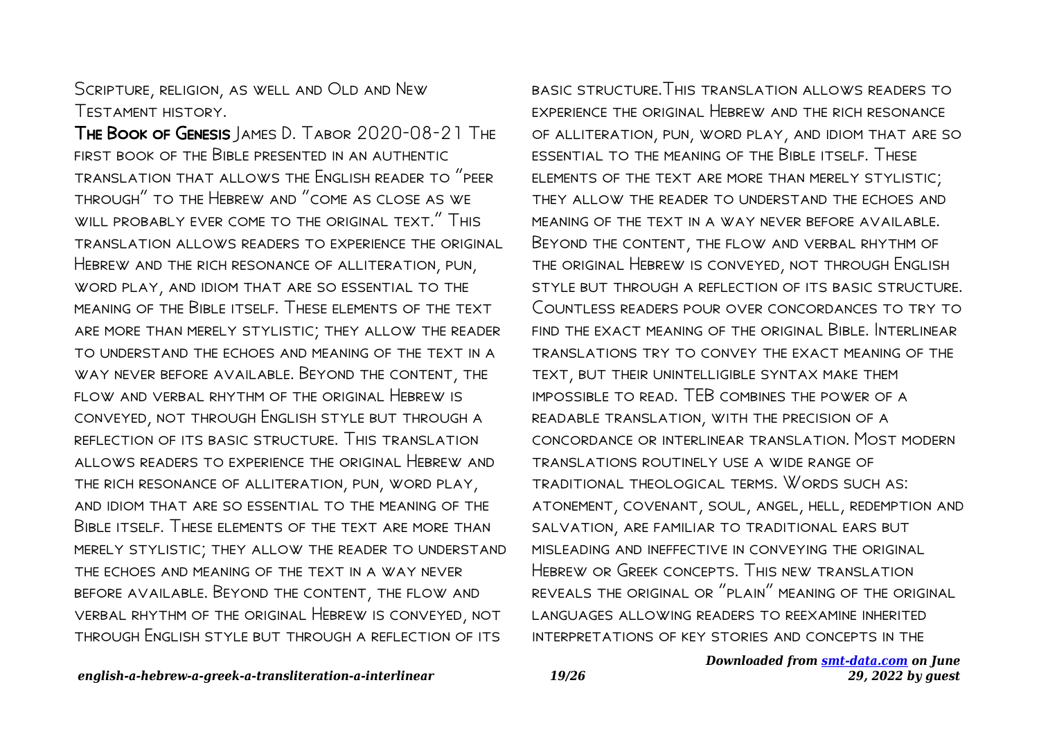Scripture, religion, as well and Old and New Testament history.

**The Book of Genesis** James D. Tabor 2020-08-21 The first book of the Bible presented in an authentic translation that allows the English reader to "peer through" to the Hebrew and "come as close as we will probably ever come to the original text." This translation allows readers to experience the original Hebrew and the rich resonance of alliteration, pun, word play, and idiom that are so essential to the meaning of the Bible itself. These elements of the text are more than merely stylistic; they allow the reader to understand the echoes and meaning of the text in a way never before available. Beyond the content, the flow and verbal rhythm of the original Hebrew is conveyed, not through English style but through a reflection of its basic structure. This translation allows readers to experience the original Hebrew and the rich resonance of alliteration, pun, word play, and idiom that are so essential to the meaning of the Bible itself. These elements of the text are more than merely stylistic; they allow the reader to understand the echoes and meaning of the text in a way never before available. Beyond the content, the flow and verbal rhythm of the original Hebrew is conveyed, not through English style but through a reflection of its basic structure.This translation allows readers to experience the original Hebrew and the rich resonance of alliteration, pun, word play, and idiom that are so essential to the meaning of the Bible itself. These elements of the text are more than merely stylistic; they allow the reader to understand the echoes and meaning of the text in a way never before available. Beyond the content, the flow and verbal rhythm of the original Hebrew is conveyed, not through English style but through a reflection of its basic structure. Countless readers pour over concordances to try to find the exact meaning of the original Bible. Interlinear translations try to convey the exact meaning of the text, but their unintelligible syntax make them impossible to read. TEB combines the power of a readable translation, with the precision of a concordance or interlinear translation. Most modern translations routinely use a wide range of traditional theological terms. Words such as: atonement, covenant, soul, angel, hell, redemption and salvation, are familiar to traditional ears but misleading and ineffective in conveying the original Hebrew or Greek concepts. This new translation reveals the original or "plain" meaning of the original languages allowing readers to reexamine inherited interpretations of key stories and concepts in the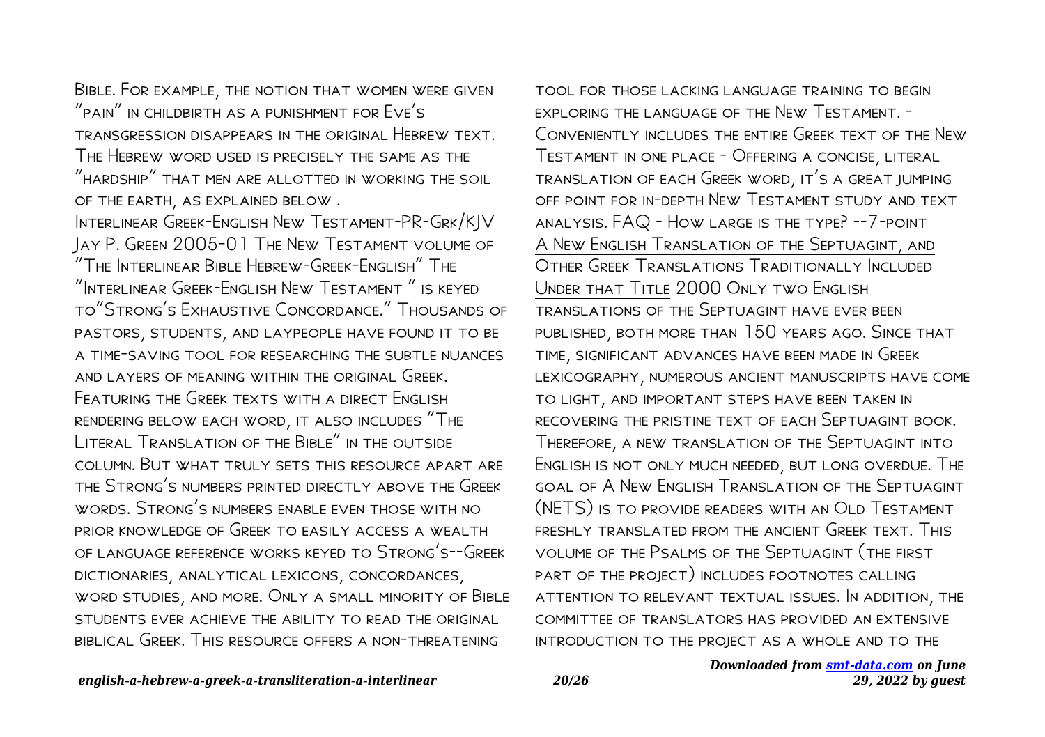Bible. For example, the notion that women were given "pain" in childbirth as a punishment for Eve's transgression disappears in the original Hebrew text. The Hebrew word used is precisely the same as the "hardship" that men are allotted in working the soil of the earth, as explained below .

Interlinear Greek-English New Testament-PR-Grk/KJV

Jay P. Green 2005-01 The New Testament volume of "The Interlinear Bible Hebrew-Greek-English" The "Interlinear Greek-English New Testament " is keyed to"Strong's Exhaustive Concordance." Thousands of pastors, students, and laypeople have found it to be a time-saving tool for researching the subtle nuances and layers of meaning within the original Greek. Featuring the Greek texts with a direct English rendering below each word, it also includes "The Literal Translation of the Bible" in the outside column. But what truly sets this resource apart are the Strong's numbers printed directly above the Greek words. Strong's numbers enable even those with no prior knowledge of Greek to easily access a wealth of language reference works keyed to Strong's--Greek dictionaries, analytical lexicons, concordances, word studies, and more. Only a small minority of Bible students ever achieve the ability to read the original biblical Greek. This resource offers a non-threatening tool for those lacking language training to begin exploring the language of the New Testament. - Conveniently includes the entire Greek text of the New Testament in one place - Offering a concise, literal translation of each Greek word, it's a great jumping off point for in-depth New Testament study and text analysis. FAQ - How large is the type? --7-point

A New English Translation of the Septuagint, and Other Greek Translations Traditionally Included Under that Title

2000 Only two English translations of the Septuagint have ever been published, both more than 150 years ago. Since that time, significant advances have been made in Greek lexicography, numerous ancient manuscripts have come to light, and important steps have been taken in recovering the pristine text of each Septuagint book. Therefore, a new translation of the Septuagint into English is not only much needed, but long overdue. The goal of A New English Translation of the Septuagint (NETS) is to provide readers with an Old Testament freshly translated from the ancient Greek text. This volume of the Psalms of the Septuagint (the first part of the project) includes footnotes calling attention to relevant textual issues. In addition, the committee of translators has provided an extensive introduction to the project as a whole and to the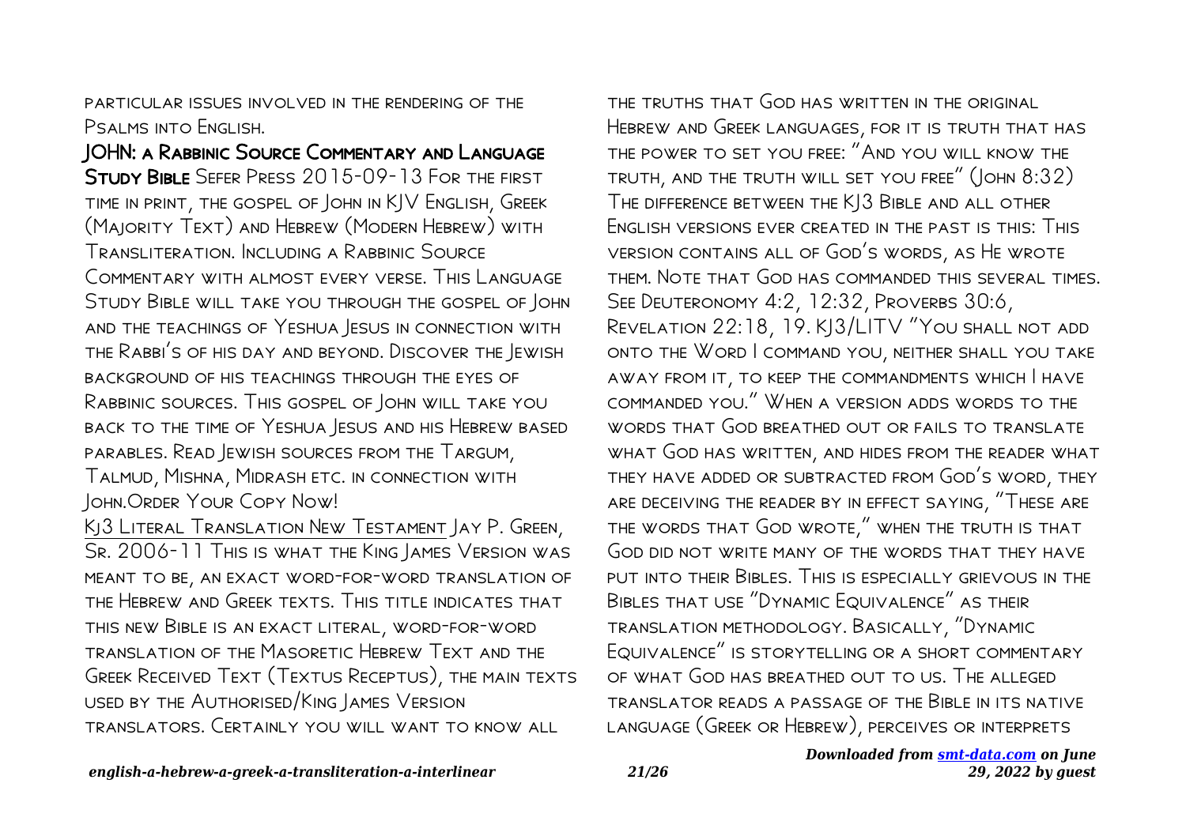particular issues involved in the rendering of the Psalms into English.

**JOHN: a Rabbinic Source Commentary and Language Study Bible** Sefer Press 2015-09-13 For the first time in print, the gospel of John in KJV English, Greek (Majority Text) and Hebrew (Modern Hebrew) with Transliteration. Including a Rabbinic Source Commentary with almost every verse. This Language Study Bible will take you through the gospel of John and the teachings of Yeshua Jesus in connection with the Rabbi's of his day and beyond. Discover the Jewish background of his teachings through the eyes of Rabbinic sources. This gospel of John will take you back to the time of Yeshua Jesus and his Hebrew based parables. Read Jewish sources from the Targum, Talmud, Mishna, Midrash etc. in connection with John.Order Your Copy Now!

Kj3 Literal Translation New Testament Jay P. Green, Sr. 2006-11 This is what the King James Version was meant to be, an exact word-for-word translation of the Hebrew and Greek texts. This title indicates that this new Bible is an exact literal, word-for-word translation of the Masoretic Hebrew Text and the Greek Received Text (Textus Receptus), the main texts used by the Authorised/King James Version translators. Certainly you will want to know all the truths that God has written in the original Hebrew and Greek languages, for it is truth that has the power to set you free: "And you will know the truth, and the truth will set you free" (John 8:32) The difference between the KJ3 Bible and all other English versions ever created in the past is this: This version contains all of God's words, as He wrote them. Note that God has commanded this several times. See Deuteronomy 4:2, 12:32, Proverbs 30:6, Revelation 22:18, 19. KJ3/LITV "You shall not add onto the Word I command you, neither shall you take away from it, to keep the commandments which I have commanded you." When a version adds words to the words that God breathed out or fails to translate what God has written, and hides from the reader what they have added or subtracted from God's word, they are deceiving the reader by in effect saying, "These are the words that God wrote," when the truth is that God did not write many of the words that they have put into their Bibles. This is especially grievous in the Bibles that use "Dynamic Equivalence" as their translation methodology. Basically, "Dynamic Equivalence" is storytelling or a short commentary of what God has breathed out to us. The alleged translator reads a passage of the Bible in its native language (Greek or Hebrew), perceives or interprets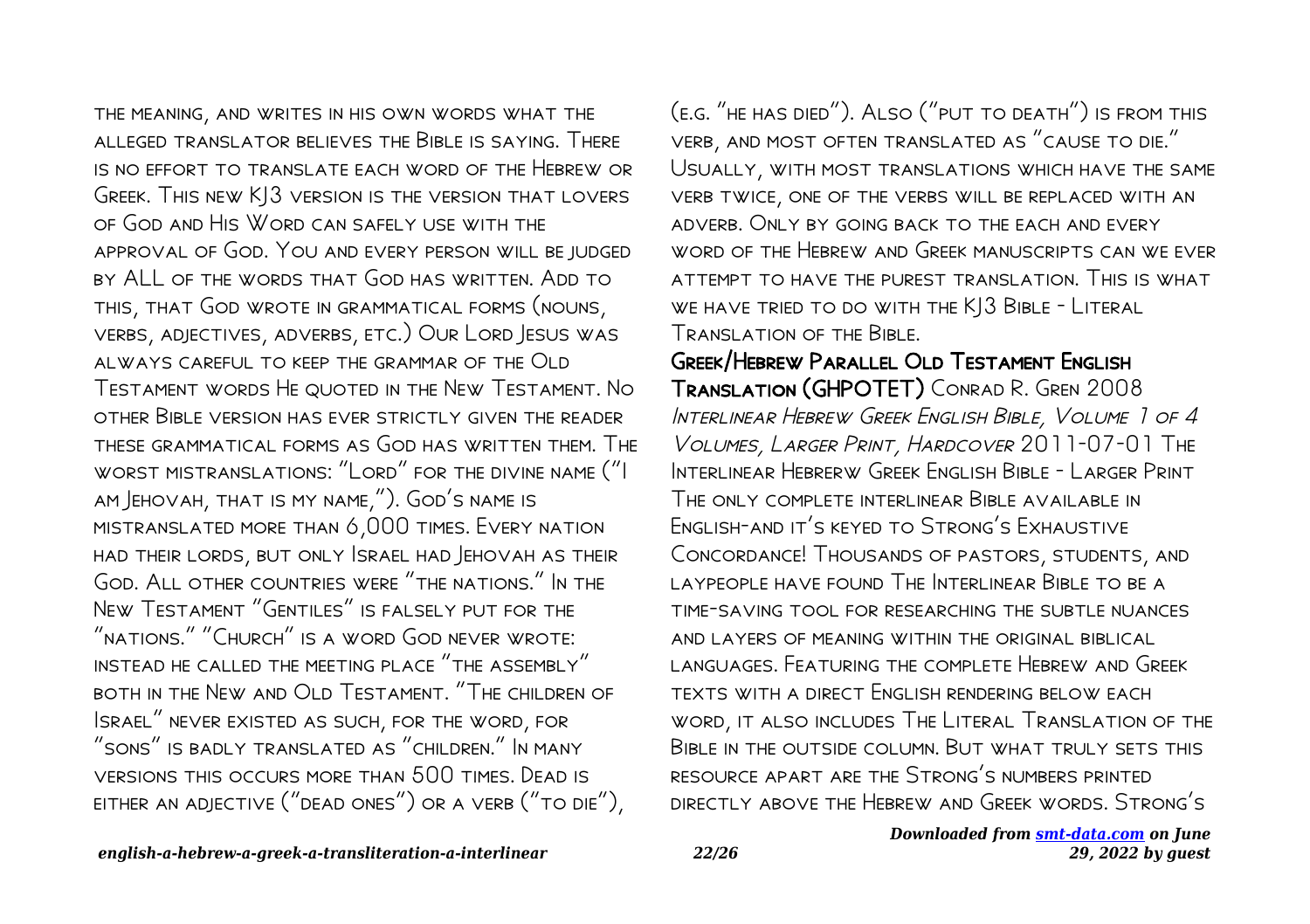the meaning, and writes in his own words what the alleged translator believes the Bible is saying. There is no effort to translate each word of the Hebrew or Greek. This new KJ3 version is the version that lovers of God and His Word can safely use with the approval of God. You and every person will be judged by ALL of the words that God has written. Add to this, that God wrote in grammatical forms (nouns, verbs, adjectives, adverbs, etc.) Our Lord Jesus was always careful to keep the grammar of the Old Testament words He quoted in the New Testament. No other Bible version has ever strictly given the reader these grammatical forms as God has written them. The worst mistranslations: "Lord" for the divine name ("I am Jehovah, that is my name,"). God's name is mistranslated more than 6,000 times. Every nation had their lords, but only Israel had Jehovah as their God. All other countries were "the nations." In the New Testament "Gentiles" is falsely put for the "nations." "Church" is a word God never wrote: instead he called the meeting place "the assembly" both in the New and Old Testament. "The children of Israel" never existed as such, for the word, for "sons" is badly translated as "children." In many versions this occurs more than 500 times. Dead is either an adjective ("dead ones") or a verb ("to die"), (e.g. "he has died"). Also ("put to death") is from this verb, and most often translated as "cause to die." Usually, with most translations which have the same verb twice, one of the verbs will be replaced with an adverb. Only by going back to the each and every word of the Hebrew and Greek manuscripts can we ever attempt to have the purest translation. This is what we have tried to do with the KJ3 Bible - Literal Translation of the Bible.

**Greek/Hebrew Parallel Old Testament English Translation (GHPOTET)** Conrad R. Gren 2008

*Interlinear Hebrew Greek English Bible, Volume 1 of 4 Volumes, Larger Print, Hardcover* 2011-07-01 The Interlinear Hebrerw Greek English Bible - Larger Print The only complete interlinear Bible available in English-and it's keyed to Strong's Exhaustive Concordance! Thousands of pastors, students, and laypeople have found The Interlinear Bible to be a time-saving tool for researching the subtle nuances and layers of meaning within the original biblical languages. Featuring the complete Hebrew and Greek texts with a direct English rendering below each word, it also includes The Literal Translation of the Bible in the outside column. But what truly sets this resource apart are the Strong's numbers printed directly above the Hebrew and Greek words. Strong's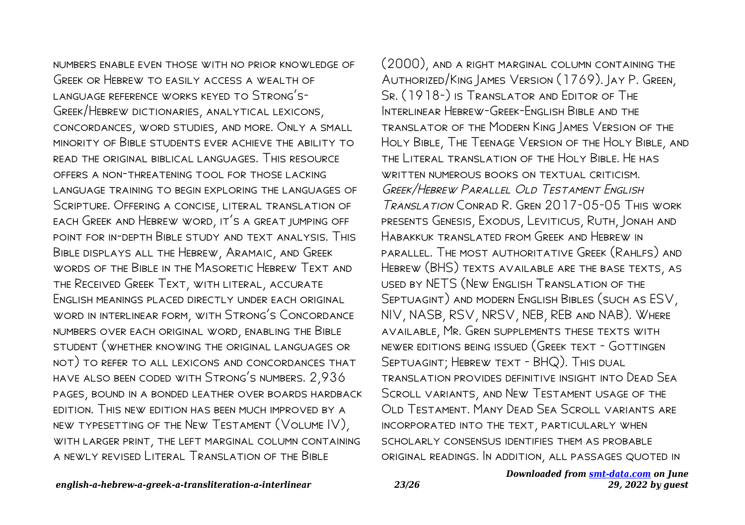numbers enable even those with no prior knowledge of Greek or Hebrew to easily access a wealth of language reference works keyed to Strong's-Greek/Hebrew dictionaries, analytical lexicons, concordances, word studies, and more. Only a small minority of Bible students ever achieve the ability to read the original biblical languages. This resource offers a non-threatening tool for those lacking language training to begin exploring the languages of Scripture. Offering a concise, literal translation of each Greek and Hebrew word, it's a great jumping off point for in-depth Bible study and text analysis. This Bible displays all the Hebrew, Aramaic, and Greek words of the Bible in the Masoretic Hebrew Text and the Received Greek Text, with literal, accurate English meanings placed directly under each original word in interlinear form, with Strong's Concordance numbers over each original word, enabling the Bible student (whether knowing the original languages or not) to refer to all lexicons and concordances that have also been coded with Strong's numbers. 2,936 pages, bound in a bonded leather over boards hardback edition. This new edition has been much improved by a new typesetting of the New Testament (Volume IV), with larger print, the left marginal column containing a newly revised Literal Translation of the Bible (2000), and a right marginal column containing the Authorized/King James Version (1769). Jay P. Green, Sr. (1918-) is Translator and Editor of The Interlinear Hebrew-Greek-English Bible and the translator of the Modern King James Version of the Holy Bible, The Teenage Version of the Holy Bible, and the Literal translation of the Holy Bible. He has written numerous books on textual criticism.

*Greek/Hebrew Parallel Old Testament English Translation* Conrad R. Gren 2017-05-05 This work presents Genesis, Exodus, Leviticus, Ruth, Jonah and Habakkuk translated from Greek and Hebrew in parallel. The most authoritative Greek (Rahlfs) and Hebrew (BHS) texts available are the base texts, as used by NETS (New English Translation of the Septuagint) and modern English Bibles (such as ESV, NIV, NASB, RSV, NRSV, NEB, REB and NAB). Where available, Mr. Gren supplements these texts with newer editions being issued (Greek text - Gottingen Septuagint; Hebrew text - BHQ). This dual translation provides definitive insight into Dead Sea Scroll variants, and New Testament usage of the Old Testament. Many Dead Sea Scroll variants are incorporated into the text, particularly when scholarly consensus identifies them as probable original readings. In addition, all passages quoted in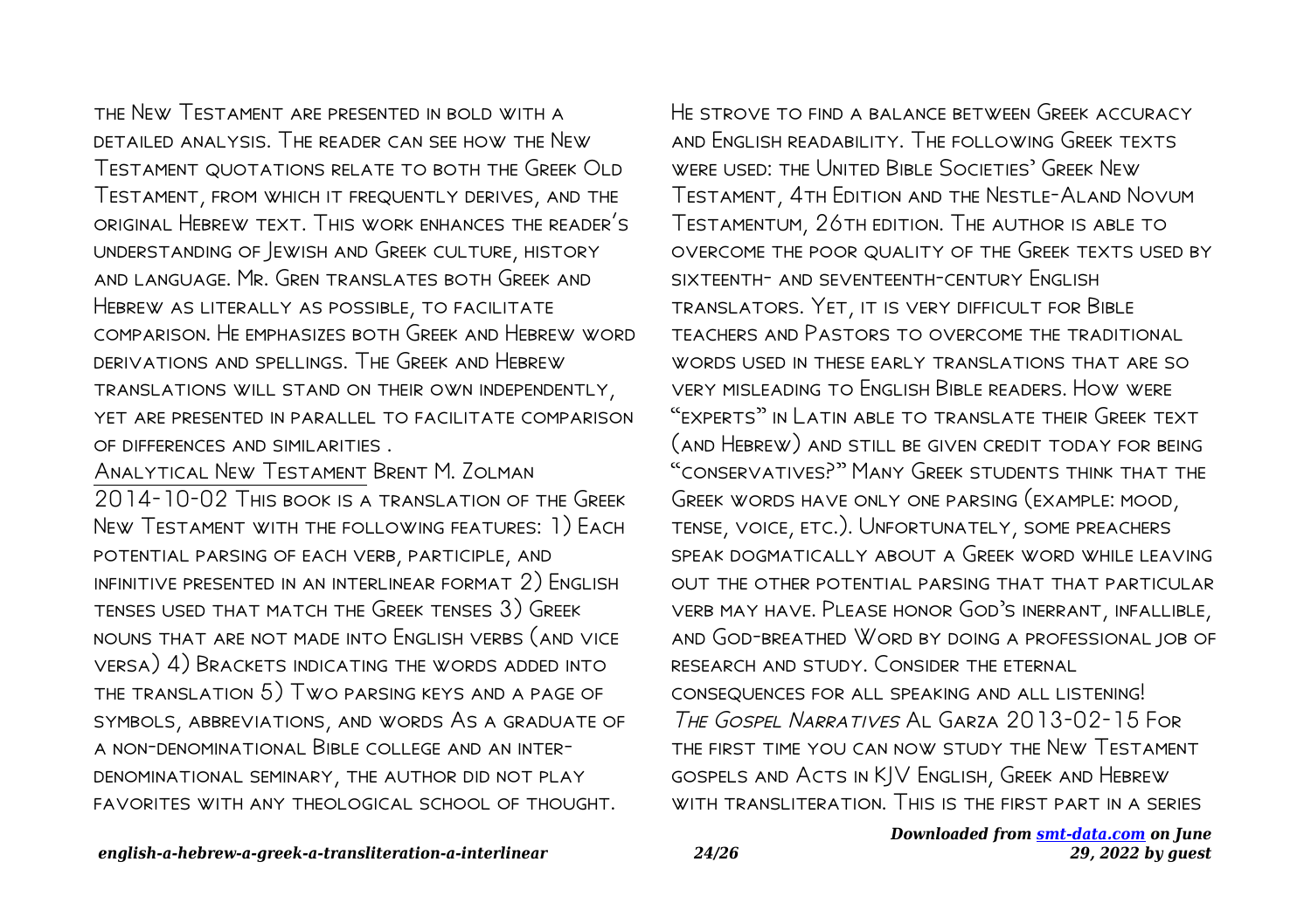the New Testament are presented in bold with a detailed analysis. The reader can see how the New Testament quotations relate to both the Greek Old Testament, from which it frequently derives, and the original Hebrew text. This work enhances the reader's understanding of Jewish and Greek culture, history and language. Mr. Gren translates both Greek and Hebrew as literally as possible, to facilitate comparison. He emphasizes both Greek and Hebrew word derivations and spellings. The Greek and Hebrew translations will stand on their own independently, yet are presented in parallel to facilitate comparison of differences and similarities .

Analytical New Testament Brent M. Zolman 2014-10-02 This book is a translation of the Greek New Testament with the following features: 1) Each potential parsing of each verb, participle, and infinitive presented in an interlinear format 2) English tenses used that match the Greek tenses 3) Greek nouns that are not made into English verbs (and vice versa) 4) Brackets indicating the words added into the translation 5) Two parsing keys and a page of symbols, abbreviations, and words As a graduate of a non-denominational Bible college and an inter-denominational seminary, the author did not play favorites with any theological school of thought. He strove to find a balance between Greek accuracy and English readability. The following Greek texts were used: the United Bible Societies' Greek New Testament, 4th Edition and the Nestle-Aland Novum Testamentum, 26th edition. The author is able to overcome the poor quality of the Greek texts used by sixteenth- and seventeenth-century English translators. Yet, it is very difficult for Bible teachers and Pastors to overcome the traditional words used in these early translations that are so very misleading to English Bible readers. How were "experts" in Latin able to translate their Greek text (and Hebrew) and still be given credit today for being "conservatives?" Many Greek students think that the Greek words have only one parsing (example: mood, tense, voice, etc.). Unfortunately, some preachers speak dogmatically about a Greek word while leaving out the other potential parsing that that particular verb may have. Please honor God's inerrant, infallible, and God-breathed Word by doing a professional job of research and study. Consider the eternal consequences for all speaking and all listening!

*The Gospel Narratives* Al Garza 2013-02-15 For the first time you can now study the New Testament gospels and Acts in KJV English, Greek and Hebrew with transliteration. This is the first part in a series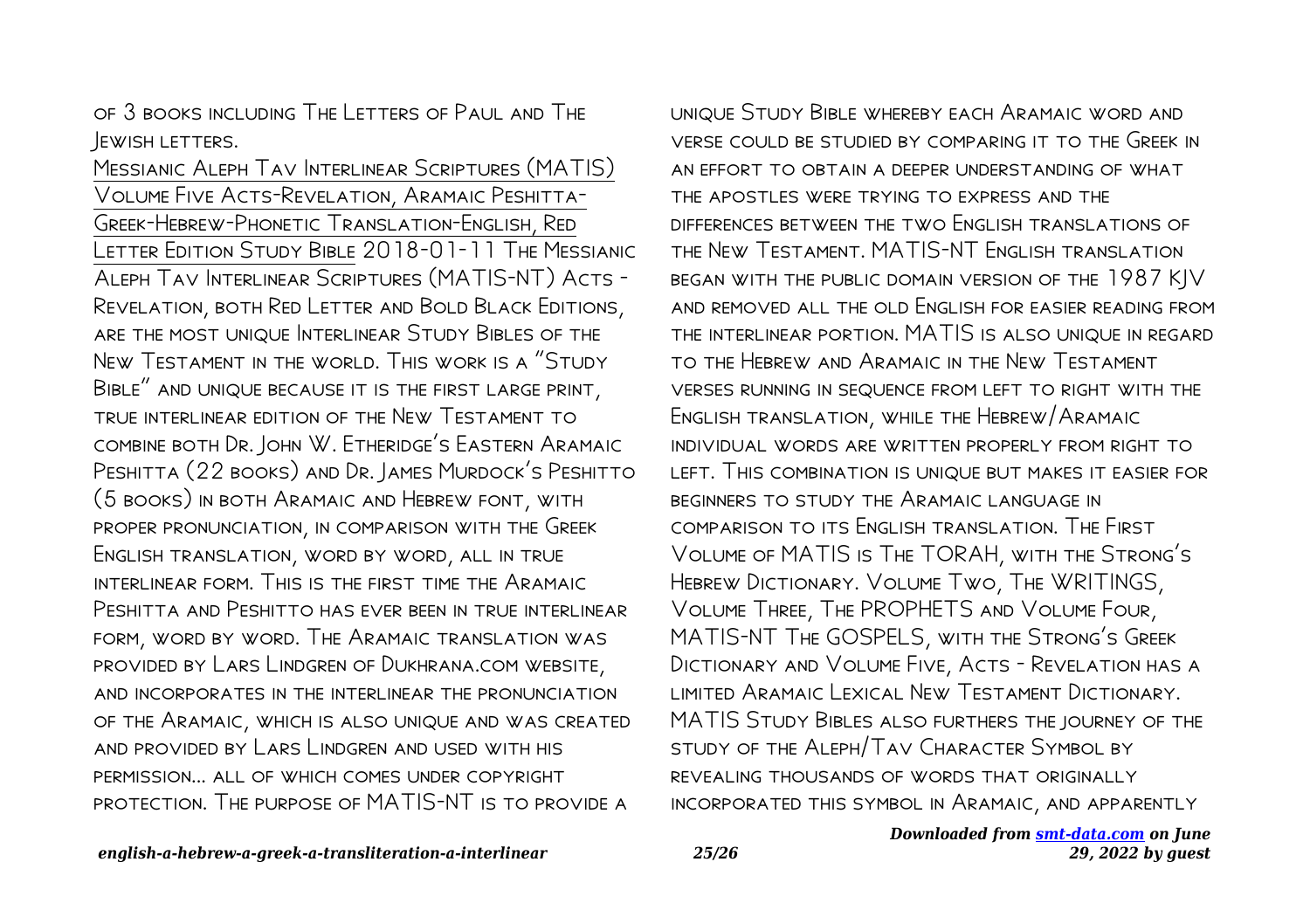of 3 books including The Letters of Paul and The Jewish letters.

Messianic Aleph Tav Interlinear Scriptures (MATIS) Volume Five Acts-Revelation, Aramaic Peshitta-Greek-Hebrew-Phonetic Translation-English, Red Letter Edition Study Bible 2018-01-11 The Messianic Aleph Tav Interlinear Scriptures (MATIS-NT) Acts - Revelation, both Red Letter and Bold Black Editions, are the most unique Interlinear Study Bibles of the New Testament in the world. This work is a "Study Bible" and unique because it is the first large print, true interlinear edition of the New Testament to combine both Dr. John W. Etheridge's Eastern Aramaic Peshitta (22 books) and Dr. James Murdock's Peshitto (5 books) in both Aramaic and Hebrew font, with proper pronunciation, in comparison with the Greek English translation, word by word, all in true interlinear form. This is the first time the Aramaic Peshitta and Peshitto has ever been in true interlinear form, word by word. The Aramaic translation was provided by Lars Lindgren of Dukhrana.com website, and incorporates in the interlinear the pronunciation of the Aramaic, which is also unique and was created and provided by Lars Lindgren and used with his permission... all of which comes under copyright protection. The purpose of MATIS-NT is to provide a unique Study Bible whereby each Aramaic word and verse could be studied by comparing it to the Greek in an effort to obtain a deeper understanding of what the apostles were trying to express and the differences between the two English translations of the New Testament. MATIS-NT English translation began with the public domain version of the 1987 KJV and removed all the old English for easier reading from the interlinear portion. MATIS is also unique in regard to the Hebrew and Aramaic in the New Testament verses running in sequence from left to right with the English translation, while the Hebrew/Aramaic individual words are written properly from right to left. This combination is unique but makes it easier for beginners to study the Aramaic language in comparison to its English translation. The First Volume of MATIS is The TORAH, with the Strong's Hebrew Dictionary. Volume Two, The WRITINGS, Volume Three, The PROPHETS and Volume Four, MATIS-NT The GOSPELS, with the Strong's Greek Dictionary and Volume Five, Acts - Revelation has a limited Aramaic Lexical New Testament Dictionary. MATIS Study Bibles also furthers the journey of the study of the Aleph/Tav Character Symbol by revealing thousands of words that originally incorporated this symbol in Aramaic, and apparently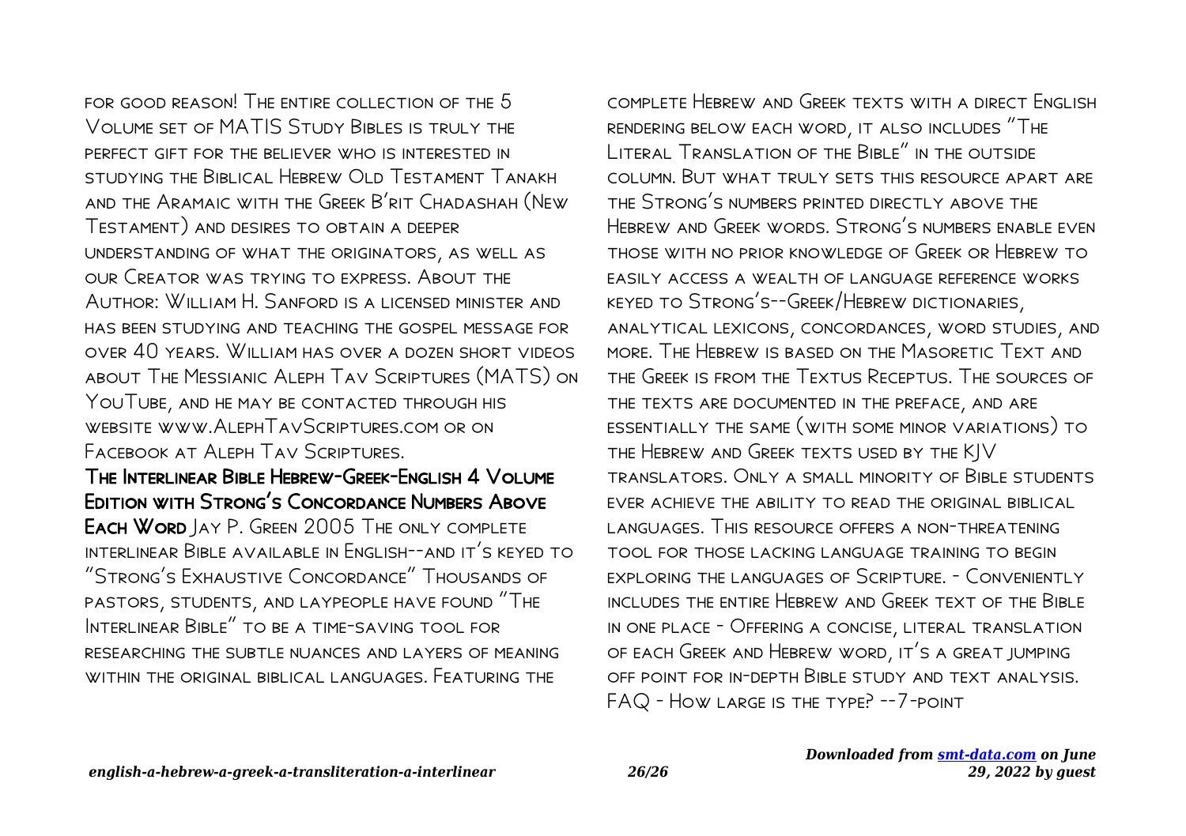for good reason! The entire collection of the 5 Volume set of MATIS Study Bibles is truly the perfect gift for the believer who is interested in studying the Biblical Hebrew Old Testament Tanakh and the Aramaic with the Greek B'rit Chadashah (New Testament) and desires to obtain a deeper understanding of what the originators, as well as our Creator was trying to express. About the Author: William H. Sanford is a licensed minister and has been studying and teaching the gospel message for over 40 years. William has over a dozen short videos about The Messianic Aleph Tav Scriptures (MATS) on YouTube, and he may be contacted through his website www.AlephTavScriptures.com or on Facebook at Aleph Tav Scriptures.

**The Interlinear Bible Hebrew-Greek-English 4 Volume Edition with Strong's Concordance Numbers Above Each Word** Jay P. Green 2005 The only complete interlinear Bible available in English--and it's keyed to "Strong's Exhaustive Concordance" Thousands of pastors, students, and laypeople have found "The Interlinear Bible" to be a time-saving tool for researching the subtle nuances and layers of meaning within the original biblical languages. Featuring the complete Hebrew and Greek texts with a direct English rendering below each word, it also includes "The Literal Translation of the Bible" in the outside column. But what truly sets this resource apart are the Strong's numbers printed directly above the Hebrew and Greek words. Strong's numbers enable even those with no prior knowledge of Greek or Hebrew to easily access a wealth of language reference works keyed to Strong's--Greek/Hebrew dictionaries, analytical lexicons, concordances, word studies, and more. The Hebrew is based on the Masoretic Text and the Greek is from the Textus Receptus. The sources of the texts are documented in the preface, and are essentially the same (with some minor variations) to the Hebrew and Greek texts used by the KJV translators. Only a small minority of Bible students ever achieve the ability to read the original biblical languages. This resource offers a non-threatening tool for those lacking language training to begin exploring the languages of Scripture. - Conveniently includes the entire Hebrew and Greek text of the Bible in one place - Offering a concise, literal translation of each Greek and Hebrew word, it's a great jumping off point for in-depth Bible study and text analysis. FAQ - How large is the type? --7-point